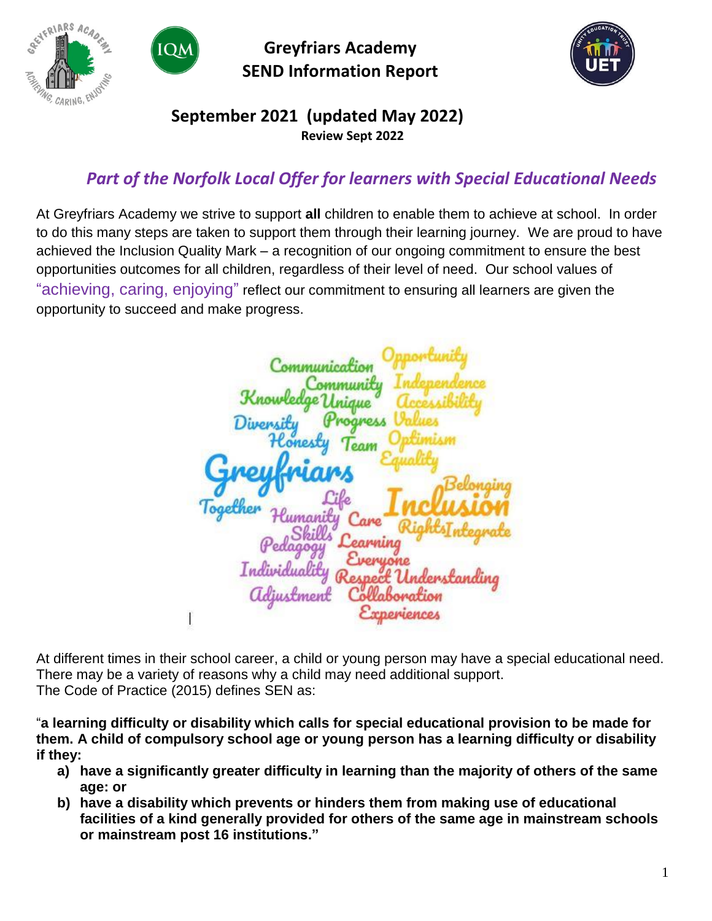# Greyfriars Academy
# SEND Information Report

## September 2021 (updated May 2022)

**Review Sept 2022**

## *Part of the Norfolk Local Offer for learners with Special Educational Needs*

At Greyfriars Academy we strive to support **all** children to enable them to achieve at school. In order to do this many steps are taken to support them through their learning journey. We are proud to have achieved the Inclusion Quality Mark – a recognition of our ongoing commitment to ensure the best opportunities outcomes for all children, regardless of their level of need. Our school values of "achieving, caring, enjoying" reflect our commitment to ensuring all learners are given the opportunity to succeed and make progress.

At different times in their school career, a child or young person may have a special educational need. There may be a variety of reasons why a child may need additional support.
The Code of Practice (2015) defines SEN as:

"**a learning difficulty or disability which calls for special educational provision to be made for them. A child of compulsory school age or young person has a learning difficulty or disability if they:**

- **a) have a significantly greater difficulty in learning than the majority of others of the same age: or**
- **b) have a disability which prevents or hinders them from making use of educational facilities of a kind generally provided for others of the same age in mainstream schools or mainstream post 16 institutions."**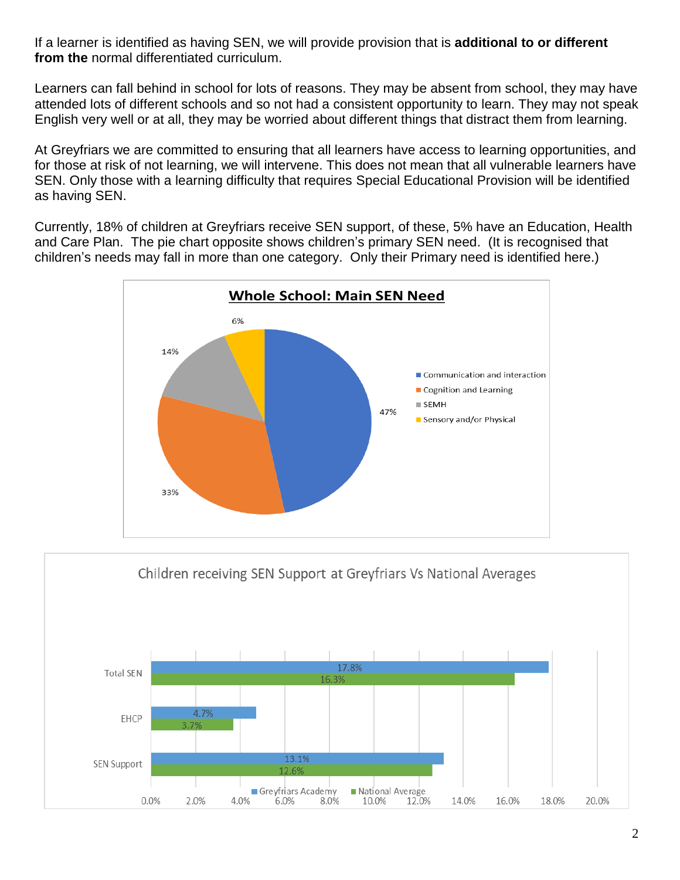If a learner is identified as having SEN, we will provide provision that is **additional to or different from the** normal differentiated curriculum.

Learners can fall behind in school for lots of reasons. They may be absent from school, they may have attended lots of different schools and so not had a consistent opportunity to learn. They may not speak English very well or at all, they may be worried about different things that distract them from learning.

At Greyfriars we are committed to ensuring that all learners have access to learning opportunities, and for those at risk of not learning, we will intervene. This does not mean that all vulnerable learners have SEN. Only those with a learning difficulty that requires Special Educational Provision will be identified as having SEN.

Currently, 18% of children at Greyfriars receive SEN support, of these, 5% have an Education, Health and Care Plan. The pie chart opposite shows children's primary SEN need. (It is recognised that children's needs may fall in more than one category. Only their Primary need is identified here.)

**Whole School: Main SEN Need**

| Need | Percentage |
| --- | --- |
| Communication and interaction | 47% |
| Cognition and Learning | 33% |
| SEMH | 14% |
| Sensory and/or Physical | 6% |

Children receiving SEN Support at Greyfriars Vs National Averages

| | Greyfriars Academy | National Average |
| --- | --- | --- |
| Total SEN | 17.8% | 16.3% |
| EHCP | 4.7% | 3.7% |
| SEN Support | 13.1% | 12.6% |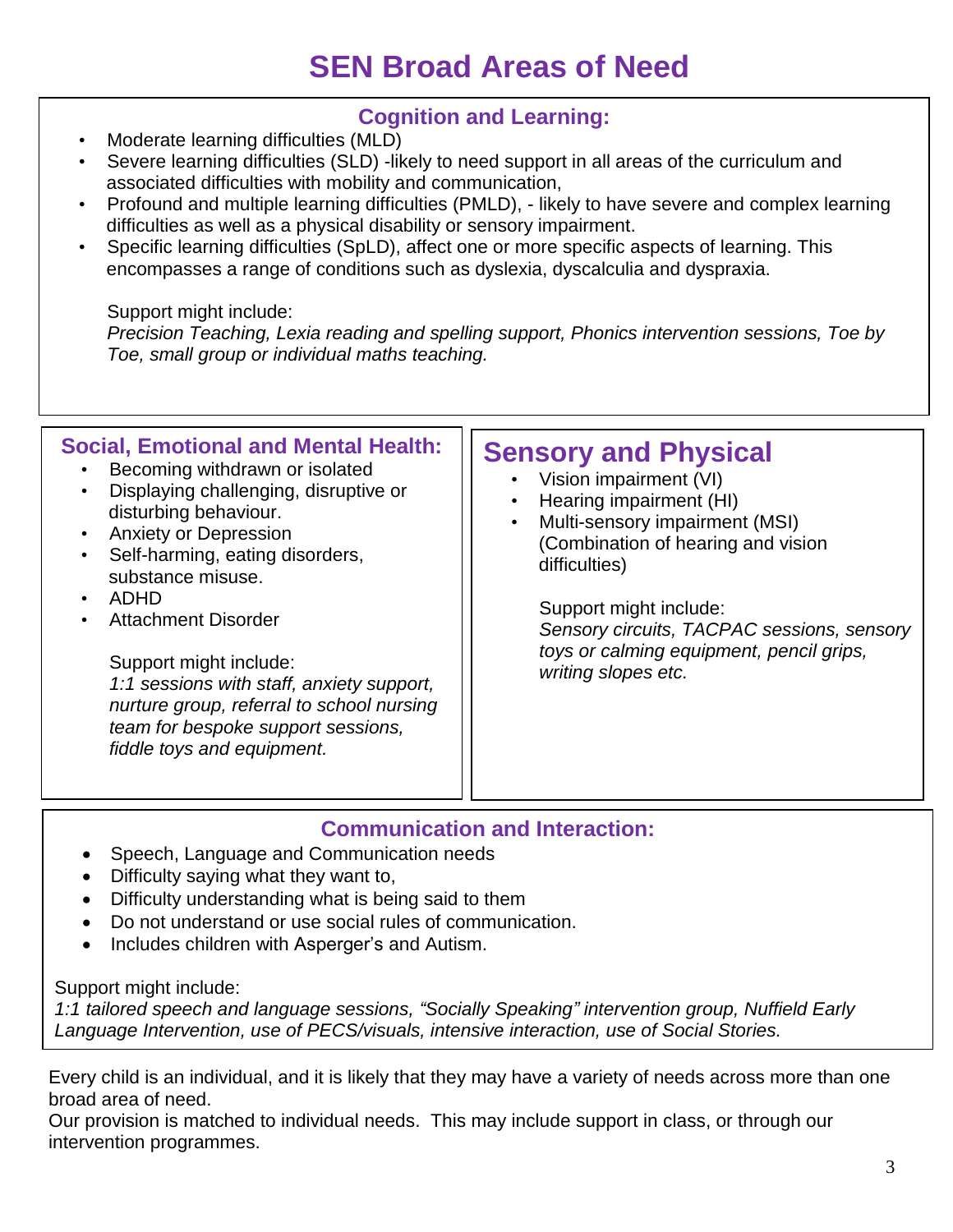# SEN Broad Areas of Need

## Cognition and Learning:

- Moderate learning difficulties (MLD)
- Severe learning difficulties (SLD) -likely to need support in all areas of the curriculum and associated difficulties with mobility and communication,
- Profound and multiple learning difficulties (PMLD), - likely to have severe and complex learning difficulties as well as a physical disability or sensory impairment.
- Specific learning difficulties (SpLD), affect one or more specific aspects of learning. This encompasses a range of conditions such as dyslexia, dyscalculia and dyspraxia.

Support might include:
*Precision Teaching, Lexia reading and spelling support, Phonics intervention sessions, Toe by Toe, small group or individual maths teaching.*

## Social, Emotional and Mental Health:

- Becoming withdrawn or isolated
- Displaying challenging, disruptive or disturbing behaviour.
- Anxiety or Depression
- Self-harming, eating disorders, substance misuse.
- ADHD
- Attachment Disorder

Support might include:
*1:1 sessions with staff, anxiety support, nurture group, referral to school nursing team for bespoke support sessions, fiddle toys and equipment.*

## Sensory and Physical

- Vision impairment (VI)
- Hearing impairment (HI)
- Multi-sensory impairment (MSI) (Combination of hearing and vision difficulties)

Support might include:
*Sensory circuits, TACPAC sessions, sensory toys or calming equipment, pencil grips, writing slopes etc.*

## Communication and Interaction:

- Speech, Language and Communication needs
- Difficulty saying what they want to,
- Difficulty understanding what is being said to them
- Do not understand or use social rules of communication.
- Includes children with Asperger's and Autism.

Support might include:
*1:1 tailored speech and language sessions, "Socially Speaking" intervention group, Nuffield Early Language Intervention, use of PECS/visuals, intensive interaction, use of Social Stories.*

Every child is an individual, and it is likely that they may have a variety of needs across more than one broad area of need.
Our provision is matched to individual needs. This may include support in class, or through our intervention programmes.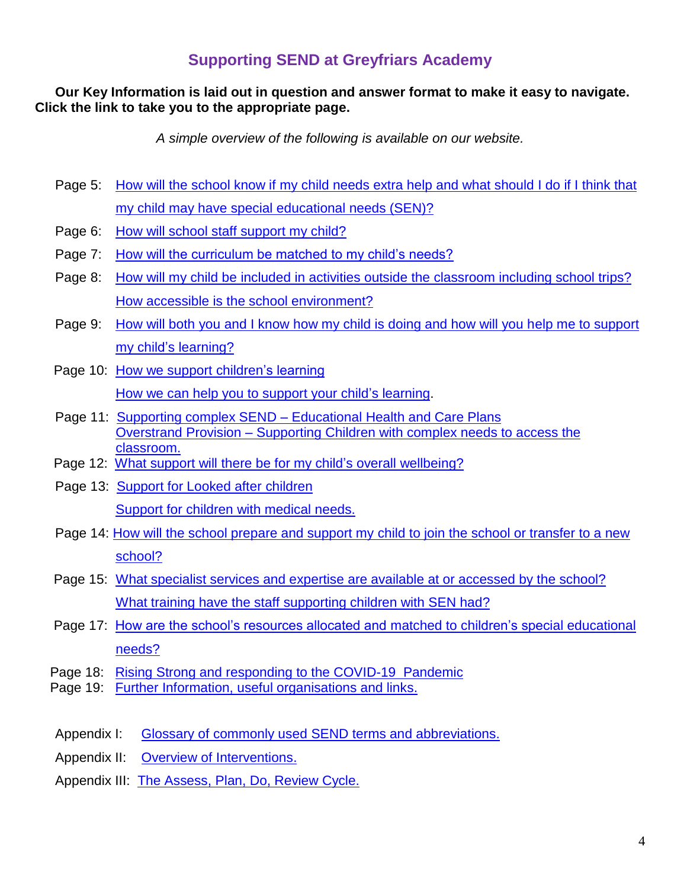## Supporting SEND at Greyfriars Academy

**Our Key Information is laid out in question and answer format to make it easy to navigate. Click the link to take you to the appropriate page.**

*A simple overview of the following is available on our website.*

- Page 5: How will the school know if my child needs extra help and what should I do if I think that my child may have special educational needs (SEN)?
- Page 6: How will school staff support my child?
- Page 7: How will the curriculum be matched to my child's needs?
- Page 8: How will my child be included in activities outside the classroom including school trips? How accessible is the school environment?
- Page 9: How will both you and I know how my child is doing and how will you help me to support my child's learning?
- Page 10: How we support children's learning
  How we can help you to support your child's learning.
- Page 11: Supporting complex SEND – Educational Health and Care Plans
  Overstrand Provision – Supporting Children with complex needs to access the classroom.
- Page 12: What support will there be for my child's overall wellbeing?
- Page 13: Support for Looked after children
  Support for children with medical needs.
- Page 14: How will the school prepare and support my child to join the school or transfer to a new school?
- Page 15: What specialist services and expertise are available at or accessed by the school?
  What training have the staff supporting children with SEN had?
- Page 17: How are the school's resources allocated and matched to children's special educational needs?
- Page 18: Rising Strong and responding to the COVID-19 Pandemic
- Page 19: Further Information, useful organisations and links.

- Appendix I: Glossary of commonly used SEND terms and abbreviations.
- Appendix II: Overview of Interventions.
- Appendix III: The Assess, Plan, Do, Review Cycle.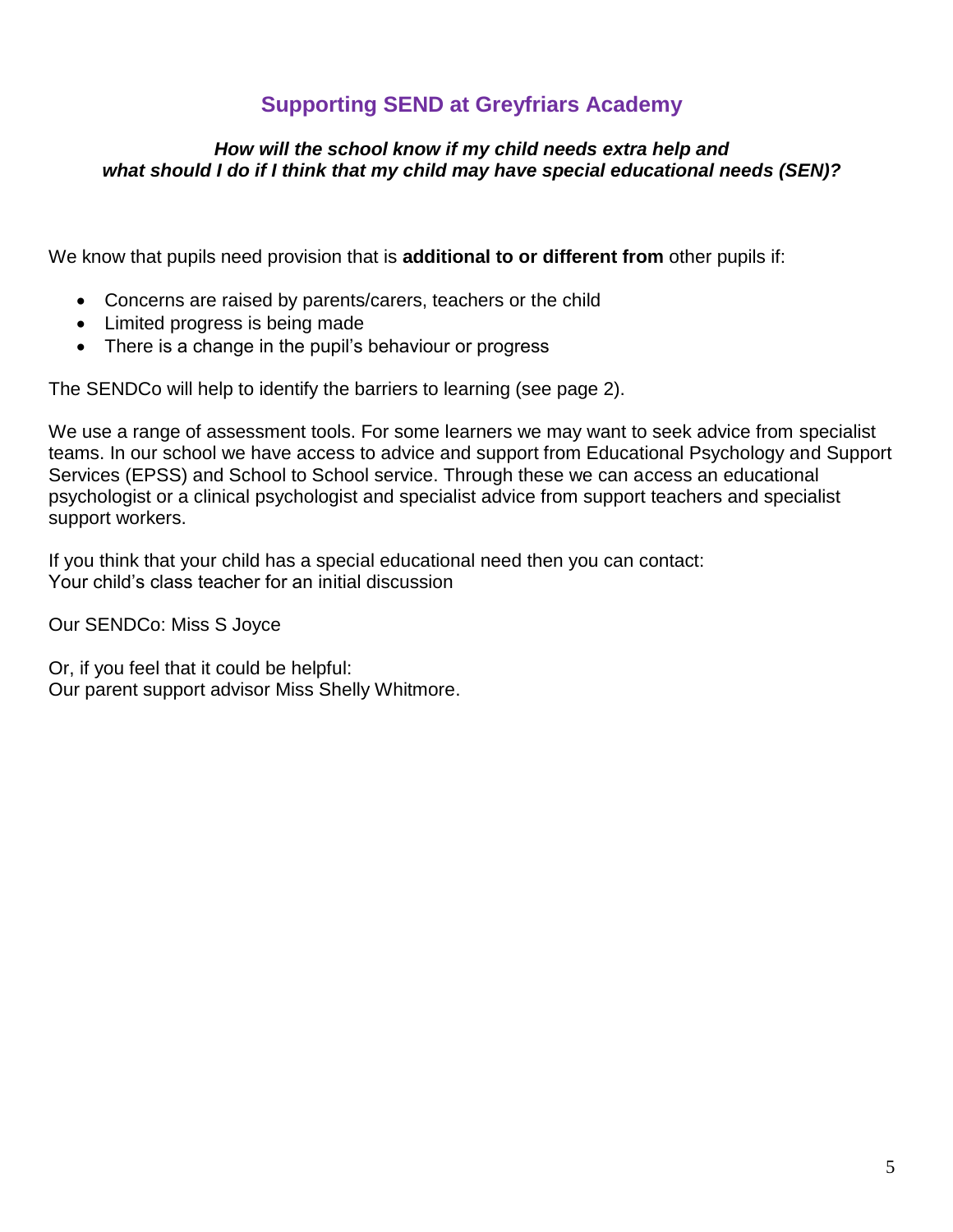## Supporting SEND at Greyfriars Academy

***How will the school know if my child needs extra help and what should I do if I think that my child may have special educational needs (SEN)?***

We know that pupils need provision that is **additional to or different from** other pupils if:

- Concerns are raised by parents/carers, teachers or the child
- Limited progress is being made
- There is a change in the pupil's behaviour or progress

The SENDCo will help to identify the barriers to learning (see page 2).

We use a range of assessment tools. For some learners we may want to seek advice from specialist teams. In our school we have access to advice and support from Educational Psychology and Support Services (EPSS) and School to School service. Through these we can access an educational psychologist or a clinical psychologist and specialist advice from support teachers and specialist support workers.

If you think that your child has a special educational need then you can contact:
Your child's class teacher for an initial discussion

Our SENDCo: Miss S Joyce

Or, if you feel that it could be helpful:
Our parent support advisor Miss Shelly Whitmore.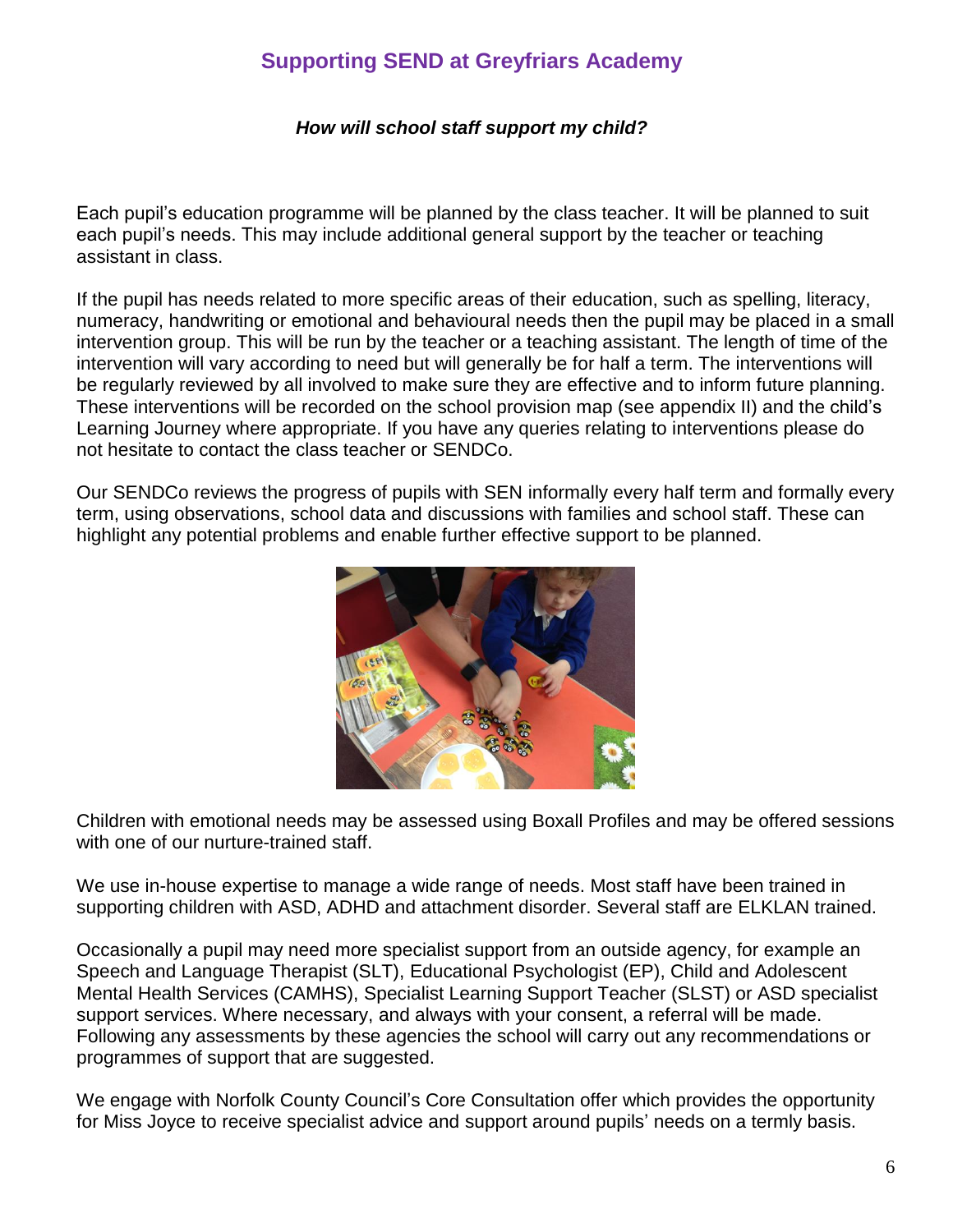## Supporting SEND at Greyfriars Academy

***How will school staff support my child?***

Each pupil's education programme will be planned by the class teacher. It will be planned to suit each pupil's needs. This may include additional general support by the teacher or teaching assistant in class.

If the pupil has needs related to more specific areas of their education, such as spelling, literacy, numeracy, handwriting or emotional and behavioural needs then the pupil may be placed in a small intervention group. This will be run by the teacher or a teaching assistant. The length of time of the intervention will vary according to need but will generally be for half a term. The interventions will be regularly reviewed by all involved to make sure they are effective and to inform future planning. These interventions will be recorded on the school provision map (see appendix II) and the child's Learning Journey where appropriate. If you have any queries relating to interventions please do not hesitate to contact the class teacher or SENDCo.

Our SENDCo reviews the progress of pupils with SEN informally every half term and formally every term, using observations, school data and discussions with families and school staff. These can highlight any potential problems and enable further effective support to be planned.

Children with emotional needs may be assessed using Boxall Profiles and may be offered sessions with one of our nurture-trained staff.

We use in-house expertise to manage a wide range of needs. Most staff have been trained in supporting children with ASD, ADHD and attachment disorder. Several staff are ELKLAN trained.

Occasionally a pupil may need more specialist support from an outside agency, for example an Speech and Language Therapist (SLT), Educational Psychologist (EP), Child and Adolescent Mental Health Services (CAMHS), Specialist Learning Support Teacher (SLST) or ASD specialist support services. Where necessary, and always with your consent, a referral will be made. Following any assessments by these agencies the school will carry out any recommendations or programmes of support that are suggested.

We engage with Norfolk County Council's Core Consultation offer which provides the opportunity for Miss Joyce to receive specialist advice and support around pupils' needs on a termly basis.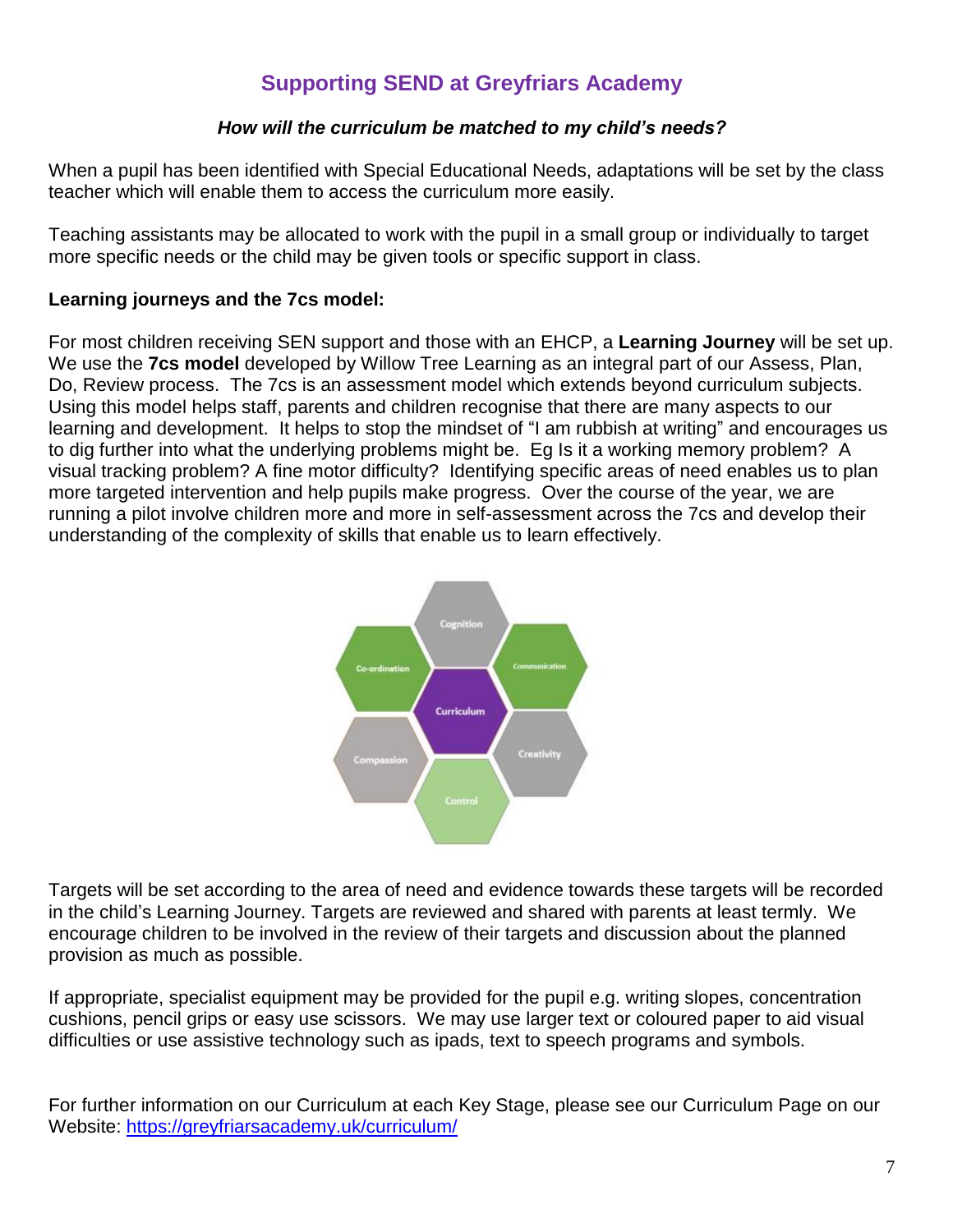## Supporting SEND at Greyfriars Academy

### *How will the curriculum be matched to my child's needs?*

When a pupil has been identified with Special Educational Needs, adaptations will be set by the class teacher which will enable them to access the curriculum more easily.

Teaching assistants may be allocated to work with the pupil in a small group or individually to target more specific needs or the child may be given tools or specific support in class.

**Learning journeys and the 7cs model:**

For most children receiving SEN support and those with an EHCP, a **Learning Journey** will be set up. We use the **7cs model** developed by Willow Tree Learning as an integral part of our Assess, Plan, Do, Review process. The 7cs is an assessment model which extends beyond curriculum subjects. Using this model helps staff, parents and children recognise that there are many aspects to our learning and development. It helps to stop the mindset of "I am rubbish at writing" and encourages us to dig further into what the underlying problems might be. Eg Is it a working memory problem? A visual tracking problem? A fine motor difficulty? Identifying specific areas of need enables us to plan more targeted intervention and help pupils make progress. Over the course of the year, we are running a pilot involve children more and more in self-assessment across the 7cs and develop their understanding of the complexity of skills that enable us to learn effectively.

Cognition, Co-ordination, Communication, Curriculum, Compassion, Creativity, Control

Targets will be set according to the area of need and evidence towards these targets will be recorded in the child's Learning Journey. Targets are reviewed and shared with parents at least termly. We encourage children to be involved in the review of their targets and discussion about the planned provision as much as possible.

If appropriate, specialist equipment may be provided for the pupil e.g. writing slopes, concentration cushions, pencil grips or easy use scissors. We may use larger text or coloured paper to aid visual difficulties or use assistive technology such as ipads, text to speech programs and symbols.

For further information on our Curriculum at each Key Stage, please see our Curriculum Page on our Website: [https://greyfriarsacademy.uk/curriculum/](https://greyfriarsacademy.uk/curriculum/)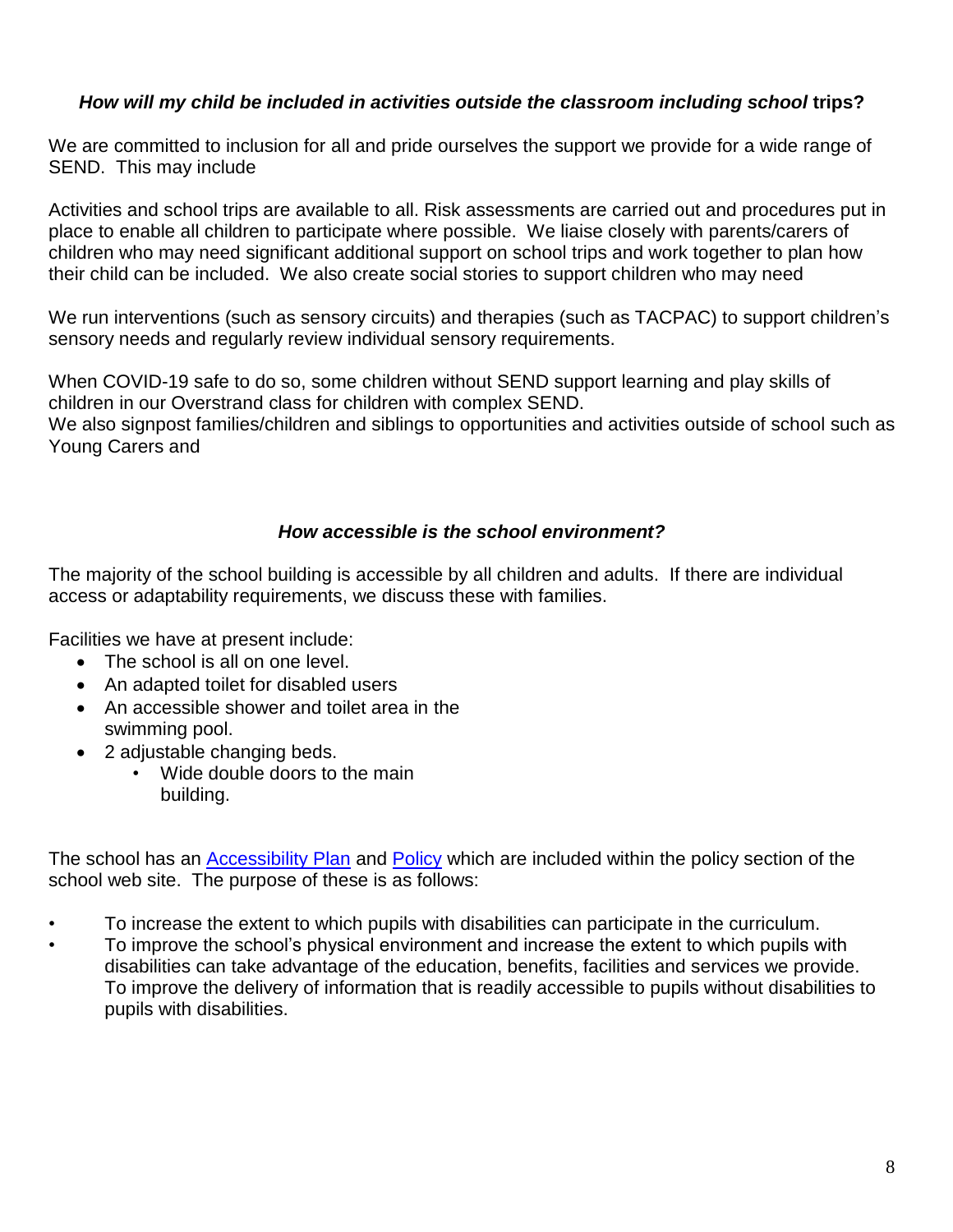### *How will my child be included in activities outside the classroom including school* **trips?**

We are committed to inclusion for all and pride ourselves the support we provide for a wide range of SEND. This may include

Activities and school trips are available to all. Risk assessments are carried out and procedures put in place to enable all children to participate where possible. We liaise closely with parents/carers of children who may need significant additional support on school trips and work together to plan how their child can be included. We also create social stories to support children who may need

We run interventions (such as sensory circuits) and therapies (such as TACPAC) to support children's sensory needs and regularly review individual sensory requirements.

When COVID-19 safe to do so, some children without SEND support learning and play skills of children in our Overstrand class for children with complex SEND.
We also signpost families/children and siblings to opportunities and activities outside of school such as Young Carers and

### *How accessible is the school environment?*

The majority of the school building is accessible by all children and adults. If there are individual access or adaptability requirements, we discuss these with families.

Facilities we have at present include:

- The school is all on one level.
- An adapted toilet for disabled users
- An accessible shower and toilet area in the swimming pool.
- 2 adjustable changing beds.
  - Wide double doors to the main building.

The school has an [Accessibility Plan]() and [Policy]() which are included within the policy section of the school web site. The purpose of these is as follows:

- To increase the extent to which pupils with disabilities can participate in the curriculum.
- To improve the school's physical environment and increase the extent to which pupils with disabilities can take advantage of the education, benefits, facilities and services we provide. To improve the delivery of information that is readily accessible to pupils without disabilities to pupils with disabilities.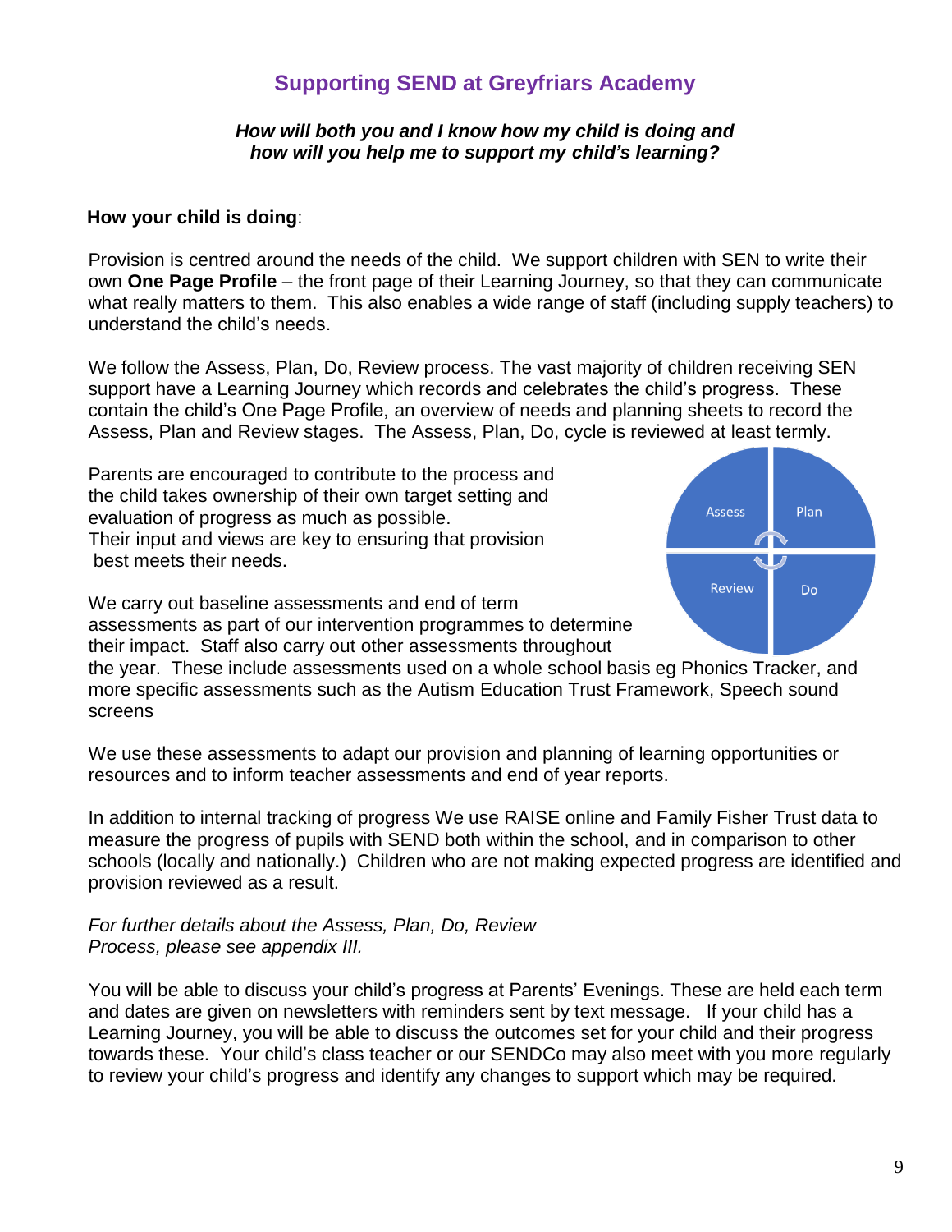# Supporting SEND at Greyfriars Academy

***How will both you and I know how my child is doing and how will you help me to support my child's learning?***

**How your child is doing**:

Provision is centred around the needs of the child. We support children with SEN to write their own **One Page Profile** – the front page of their Learning Journey, so that they can communicate what really matters to them. This also enables a wide range of staff (including supply teachers) to understand the child's needs.

We follow the Assess, Plan, Do, Review process. The vast majority of children receiving SEN support have a Learning Journey which records and celebrates the child's progress. These contain the child's One Page Profile, an overview of needs and planning sheets to record the Assess, Plan and Review stages. The Assess, Plan, Do, cycle is reviewed at least termly.

Parents are encouraged to contribute to the process and the child takes ownership of their own target setting and evaluation of progress as much as possible. Their input and views are key to ensuring that provision best meets their needs.

Assess | Plan | Do | Review

We carry out baseline assessments and end of term assessments as part of our intervention programmes to determine their impact. Staff also carry out other assessments throughout the year. These include assessments used on a whole school basis eg Phonics Tracker, and more specific assessments such as the Autism Education Trust Framework, Speech sound screens

We use these assessments to adapt our provision and planning of learning opportunities or resources and to inform teacher assessments and end of year reports.

In addition to internal tracking of progress We use RAISE online and Family Fisher Trust data to measure the progress of pupils with SEND both within the school, and in comparison to other schools (locally and nationally.) Children who are not making expected progress are identified and provision reviewed as a result.

*For further details about the Assess, Plan, Do, Review Process, please see appendix III.*

You will be able to discuss your child's progress at Parents' Evenings. These are held each term and dates are given on newsletters with reminders sent by text message. If your child has a Learning Journey, you will be able to discuss the outcomes set for your child and their progress towards these. Your child's class teacher or our SENDCo may also meet with you more regularly to review your child's progress and identify any changes to support which may be required.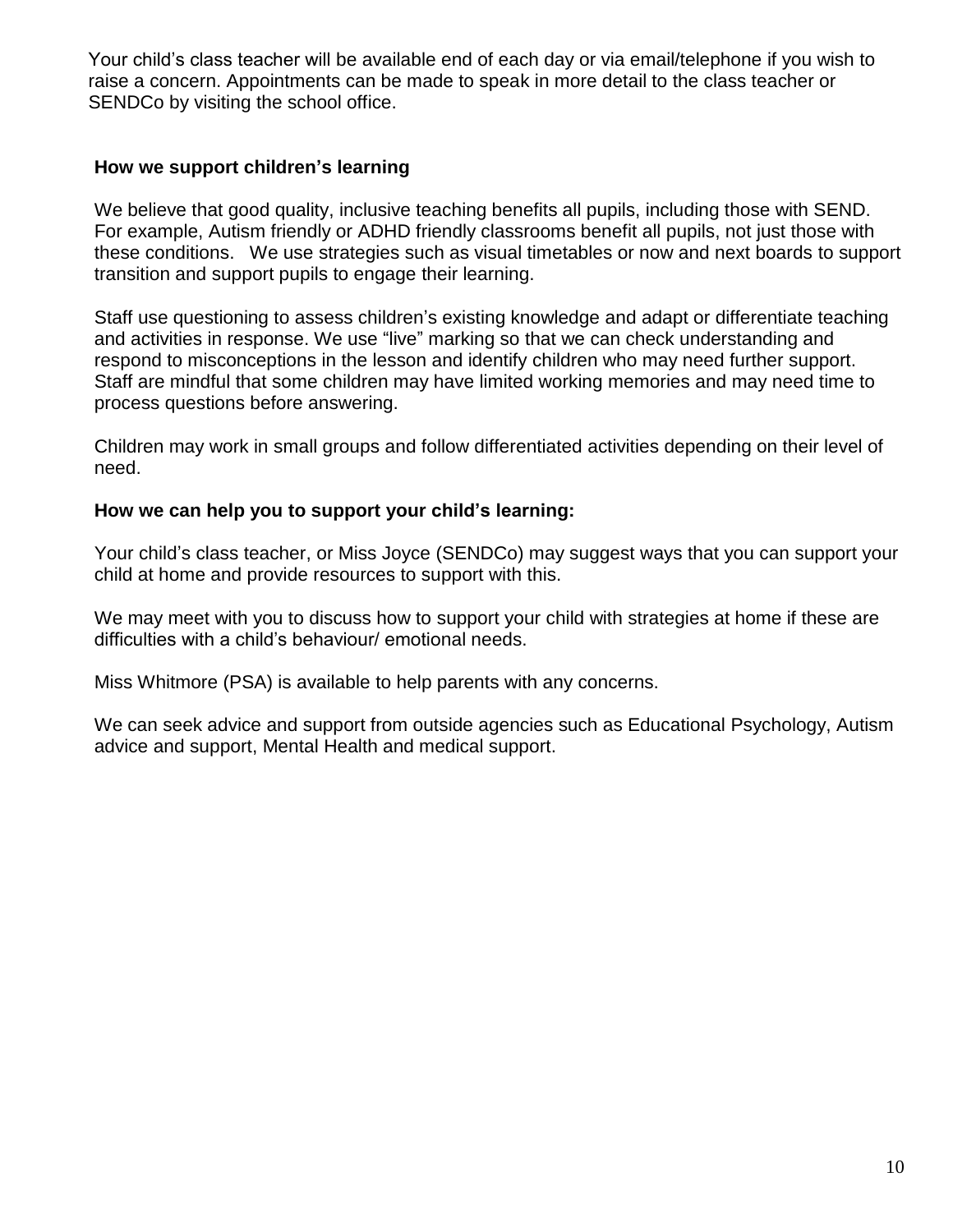Your child's class teacher will be available end of each day or via email/telephone if you wish to raise a concern. Appointments can be made to speak in more detail to the class teacher or SENDCo by visiting the school office.

**How we support children's learning**

We believe that good quality, inclusive teaching benefits all pupils, including those with SEND. For example, Autism friendly or ADHD friendly classrooms benefit all pupils, not just those with these conditions. We use strategies such as visual timetables or now and next boards to support transition and support pupils to engage their learning.

Staff use questioning to assess children's existing knowledge and adapt or differentiate teaching and activities in response. We use "live" marking so that we can check understanding and respond to misconceptions in the lesson and identify children who may need further support. Staff are mindful that some children may have limited working memories and may need time to process questions before answering.

Children may work in small groups and follow differentiated activities depending on their level of need.

**How we can help you to support your child's learning:**

Your child's class teacher, or Miss Joyce (SENDCo) may suggest ways that you can support your child at home and provide resources to support with this.

We may meet with you to discuss how to support your child with strategies at home if these are difficulties with a child's behaviour/ emotional needs.

Miss Whitmore (PSA) is available to help parents with any concerns.

We can seek advice and support from outside agencies such as Educational Psychology, Autism advice and support, Mental Health and medical support.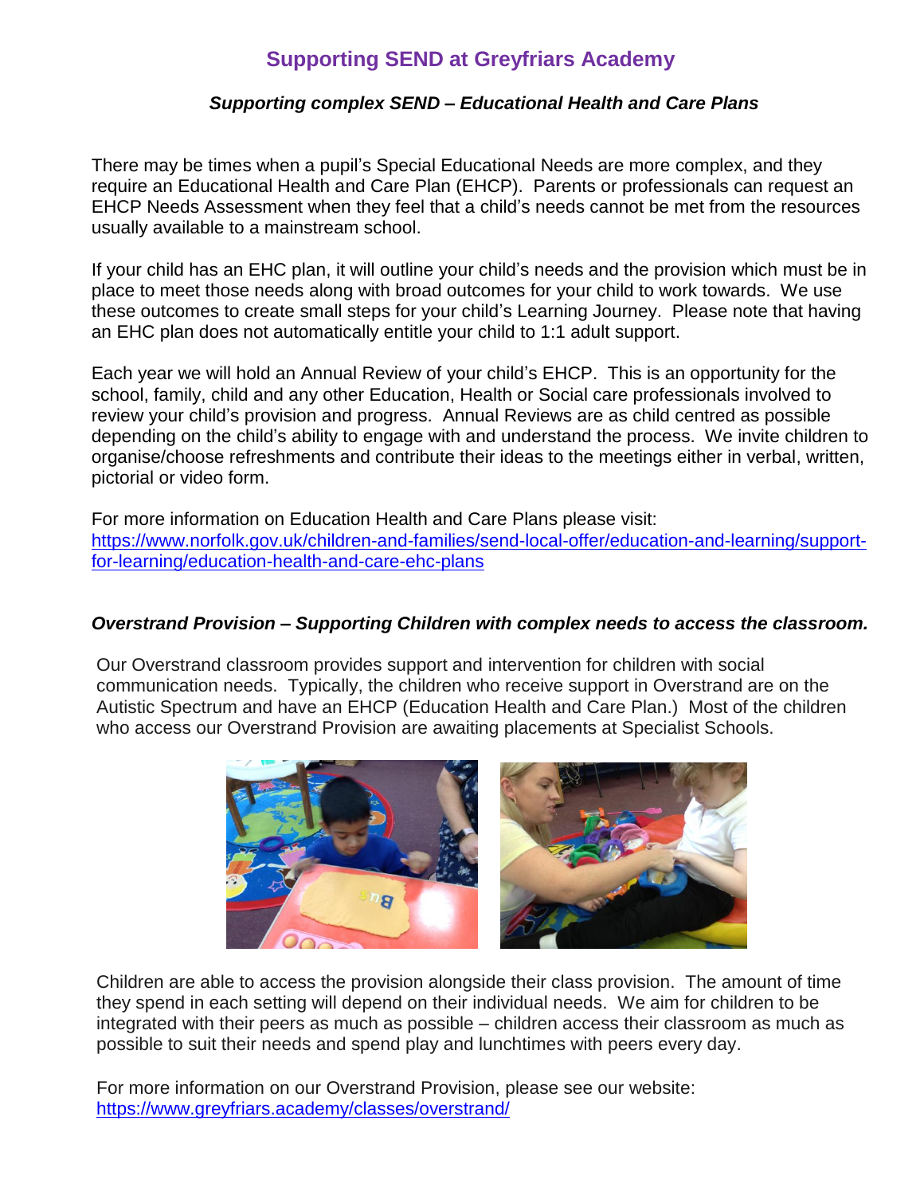# Supporting SEND at Greyfriars Academy

### *Supporting complex SEND – Educational Health and Care Plans*

There may be times when a pupil's Special Educational Needs are more complex, and they require an Educational Health and Care Plan (EHCP). Parents or professionals can request an EHCP Needs Assessment when they feel that a child's needs cannot be met from the resources usually available to a mainstream school.

If your child has an EHC plan, it will outline your child's needs and the provision which must be in place to meet those needs along with broad outcomes for your child to work towards. We use these outcomes to create small steps for your child's Learning Journey. Please note that having an EHC plan does not automatically entitle your child to 1:1 adult support.

Each year we will hold an Annual Review of your child's EHCP. This is an opportunity for the school, family, child and any other Education, Health or Social care professionals involved to review your child's provision and progress. Annual Reviews are as child centred as possible depending on the child's ability to engage with and understand the process. We invite children to organise/choose refreshments and contribute their ideas to the meetings either in verbal, written, pictorial or video form.

For more information on Education Health and Care Plans please visit:
https://www.norfolk.gov.uk/children-and-families/send-local-offer/education-and-learning/support-for-learning/education-health-and-care-ehc-plans

### *Overstrand Provision – Supporting Children with complex needs to access the classroom.*

Our Overstrand classroom provides support and intervention for children with social communication needs. Typically, the children who receive support in Overstrand are on the Autistic Spectrum and have an EHCP (Education Health and Care Plan.) Most of the children who access our Overstrand Provision are awaiting placements at Specialist Schools.

Children are able to access the provision alongside their class provision. The amount of time they spend in each setting will depend on their individual needs. We aim for children to be integrated with their peers as much as possible – children access their classroom as much as possible to suit their needs and spend play and lunchtimes with peers every day.

For more information on our Overstrand Provision, please see our website:
https://www.greyfriars.academy/classes/overstrand/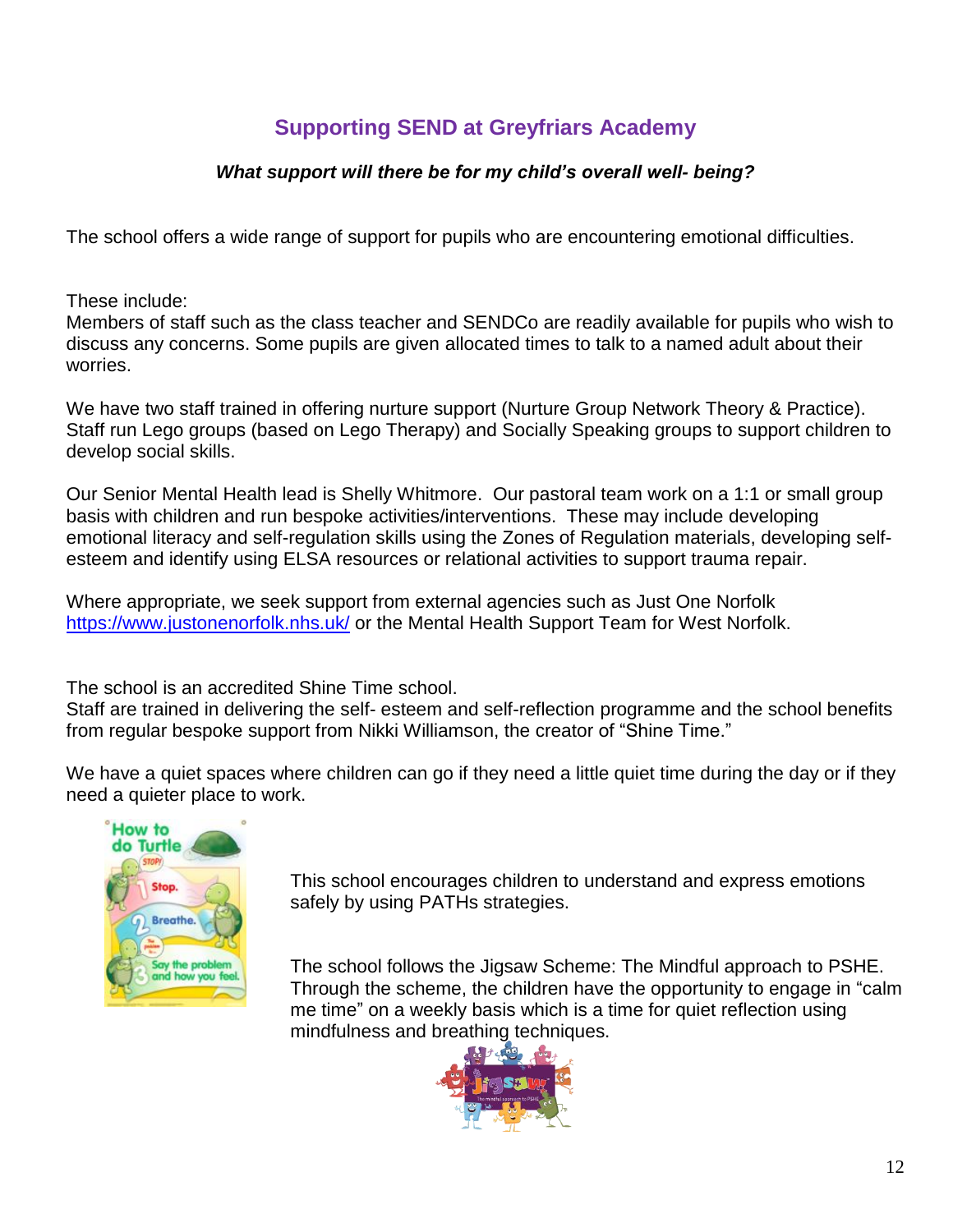## Supporting SEND at Greyfriars Academy

***What support will there be for my child's overall well- being?***

The school offers a wide range of support for pupils who are encountering emotional difficulties.

These include:
Members of staff such as the class teacher and SENDCo are readily available for pupils who wish to discuss any concerns. Some pupils are given allocated times to talk to a named adult about their worries.

We have two staff trained in offering nurture support (Nurture Group Network Theory & Practice). Staff run Lego groups (based on Lego Therapy) and Socially Speaking groups to support children to develop social skills.

Our Senior Mental Health lead is Shelly Whitmore. Our pastoral team work on a 1:1 or small group basis with children and run bespoke activities/interventions. These may include developing emotional literacy and self-regulation skills using the Zones of Regulation materials, developing self-esteem and identify using ELSA resources or relational activities to support trauma repair.

Where appropriate, we seek support from external agencies such as Just One Norfolk [https://www.justonenorfolk.nhs.uk/](https://www.justonenorfolk.nhs.uk/) or the Mental Health Support Team for West Norfolk.

The school is an accredited Shine Time school.
Staff are trained in delivering the self- esteem and self-reflection programme and the school benefits from regular bespoke support from Nikki Williamson, the creator of "Shine Time."

We have a quiet spaces where children can go if they need a little quiet time during the day or if they need a quieter place to work.

This school encourages children to understand and express emotions safely by using PATHs strategies.

The school follows the Jigsaw Scheme: The Mindful approach to PSHE. Through the scheme, the children have the opportunity to engage in "calm me time" on a weekly basis which is a time for quiet reflection using mindfulness and breathing techniques.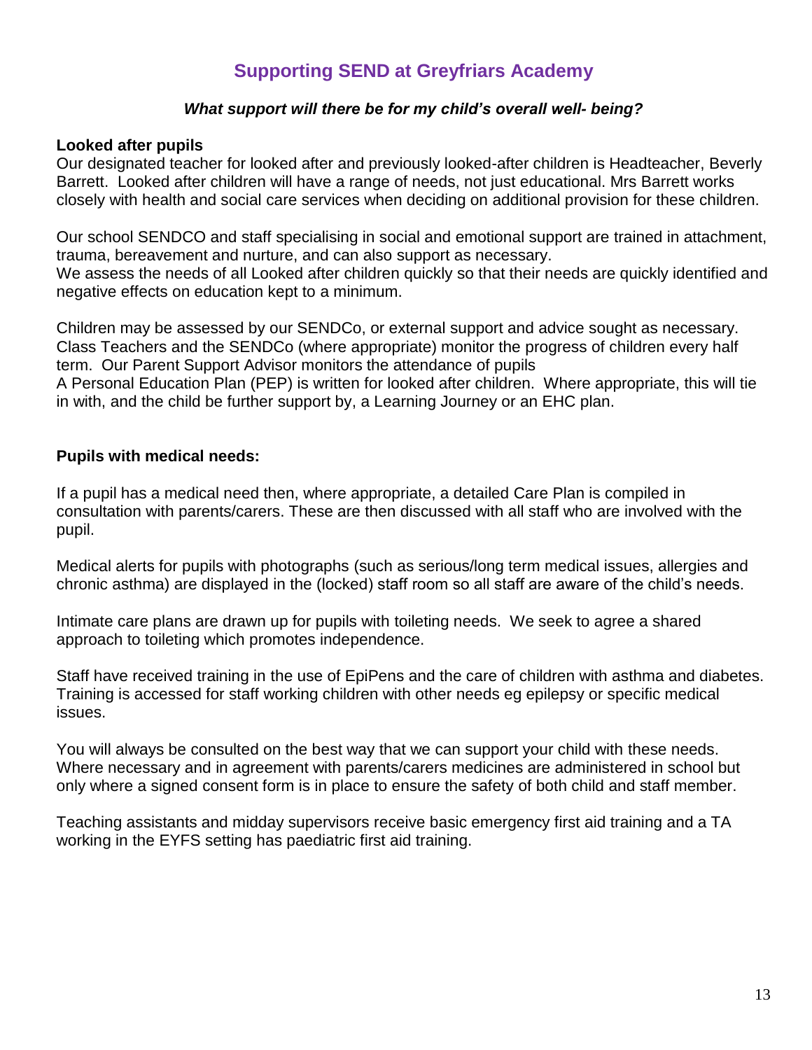# Supporting SEND at Greyfriars Academy

***What support will there be for my child's overall well- being?***

**Looked after pupils**

Our designated teacher for looked after and previously looked-after children is Headteacher, Beverly Barrett. Looked after children will have a range of needs, not just educational. Mrs Barrett works closely with health and social care services when deciding on additional provision for these children.

Our school SENDCO and staff specialising in social and emotional support are trained in attachment, trauma, bereavement and nurture, and can also support as necessary.
We assess the needs of all Looked after children quickly so that their needs are quickly identified and negative effects on education kept to a minimum.

Children may be assessed by our SENDCo, or external support and advice sought as necessary. Class Teachers and the SENDCo (where appropriate) monitor the progress of children every half term. Our Parent Support Advisor monitors the attendance of pupils
A Personal Education Plan (PEP) is written for looked after children. Where appropriate, this will tie in with, and the child be further support by, a Learning Journey or an EHC plan.

**Pupils with medical needs:**

If a pupil has a medical need then, where appropriate, a detailed Care Plan is compiled in consultation with parents/carers. These are then discussed with all staff who are involved with the pupil.

Medical alerts for pupils with photographs (such as serious/long term medical issues, allergies and chronic asthma) are displayed in the (locked) staff room so all staff are aware of the child's needs.

Intimate care plans are drawn up for pupils with toileting needs. We seek to agree a shared approach to toileting which promotes independence.

Staff have received training in the use of EpiPens and the care of children with asthma and diabetes. Training is accessed for staff working children with other needs eg epilepsy or specific medical issues.

You will always be consulted on the best way that we can support your child with these needs. Where necessary and in agreement with parents/carers medicines are administered in school but only where a signed consent form is in place to ensure the safety of both child and staff member.

Teaching assistants and midday supervisors receive basic emergency first aid training and a TA working in the EYFS setting has paediatric first aid training.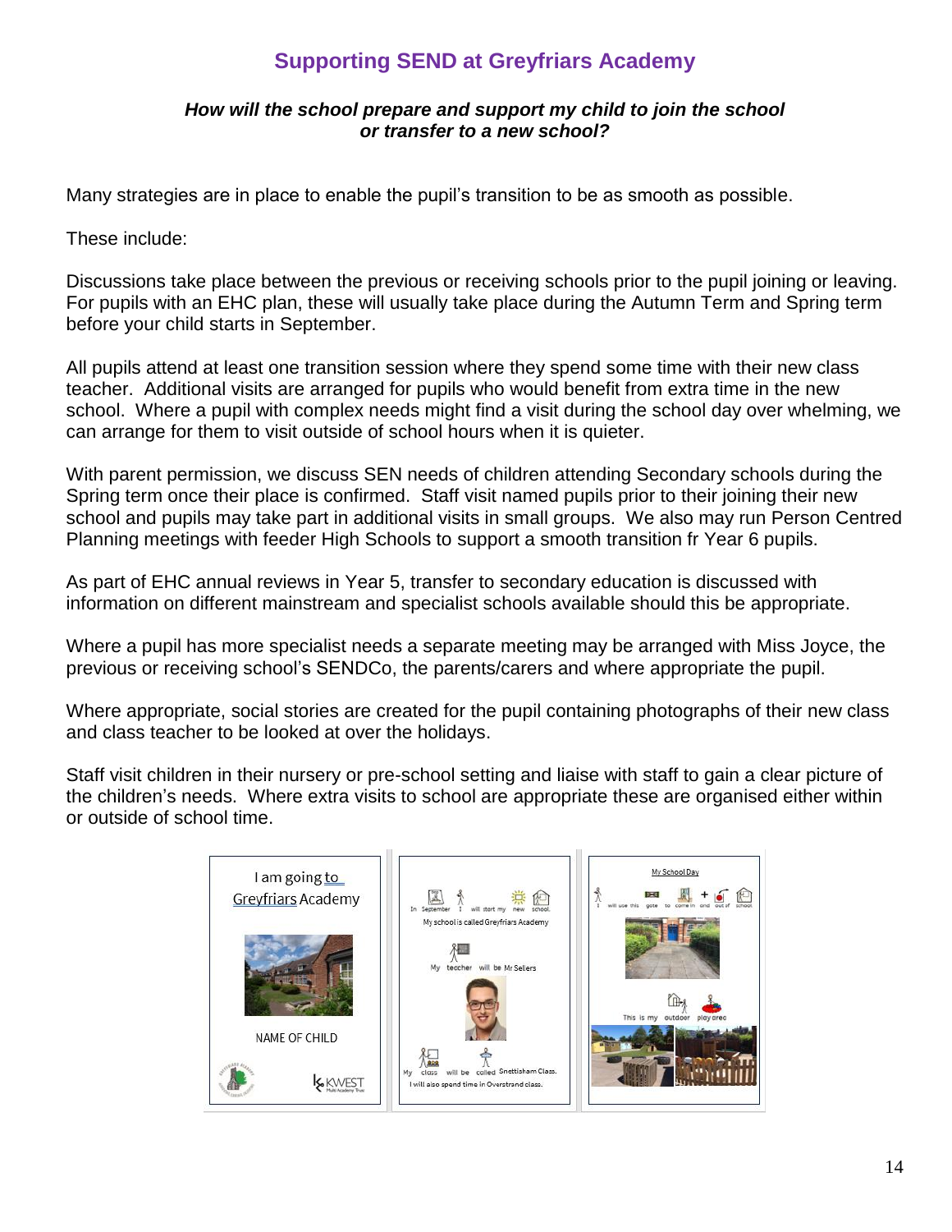# Supporting SEND at Greyfriars Academy

***How will the school prepare and support my child to join the school or transfer to a new school?***

Many strategies are in place to enable the pupil's transition to be as smooth as possible.

These include:

Discussions take place between the previous or receiving schools prior to the pupil joining or leaving. For pupils with an EHC plan, these will usually take place during the Autumn Term and Spring term before your child starts in September.

All pupils attend at least one transition session where they spend some time with their new class teacher. Additional visits are arranged for pupils who would benefit from extra time in the new school. Where a pupil with complex needs might find a visit during the school day over whelming, we can arrange for them to visit outside of school hours when it is quieter.

With parent permission, we discuss SEN needs of children attending Secondary schools during the Spring term once their place is confirmed. Staff visit named pupils prior to their joining their new school and pupils may take part in additional visits in small groups. We also may run Person Centred Planning meetings with feeder High Schools to support a smooth transition fr Year 6 pupils.

As part of EHC annual reviews in Year 5, transfer to secondary education is discussed with information on different mainstream and specialist schools available should this be appropriate.

Where a pupil has more specialist needs a separate meeting may be arranged with Miss Joyce, the previous or receiving school's SENDCo, the parents/carers and where appropriate the pupil.

Where appropriate, social stories are created for the pupil containing photographs of their new class and class teacher to be looked at over the holidays.

Staff visit children in their nursery or pre-school setting and liaise with staff to gain a clear picture of the children's needs. Where extra visits to school are appropriate these are organised either within or outside of school time.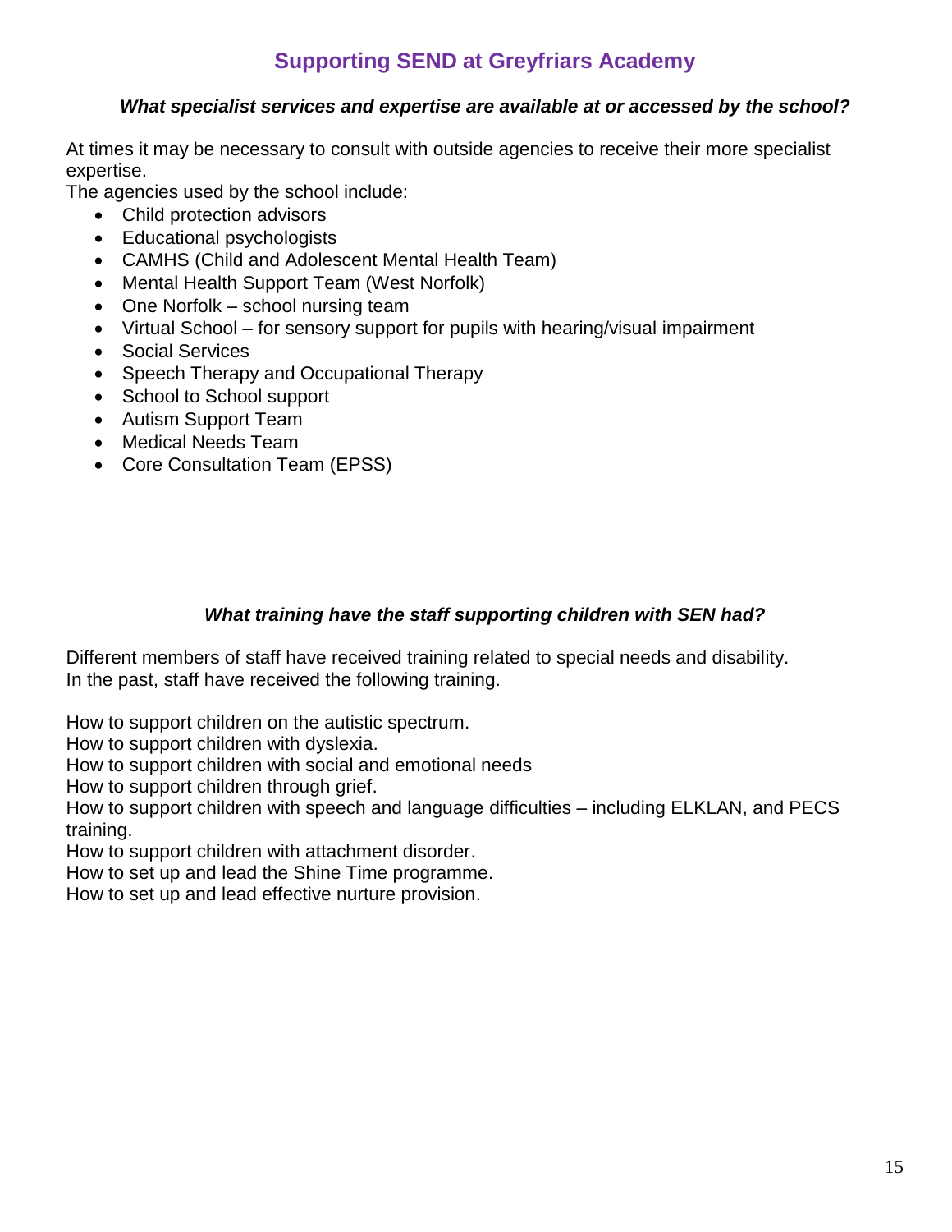## Supporting SEND at Greyfriars Academy

### *What specialist services and expertise are available at or accessed by the school?*

At times it may be necessary to consult with outside agencies to receive their more specialist expertise.
The agencies used by the school include:

- Child protection advisors
- Educational psychologists
- CAMHS (Child and Adolescent Mental Health Team)
- Mental Health Support Team (West Norfolk)
- One Norfolk – school nursing team
- Virtual School – for sensory support for pupils with hearing/visual impairment
- Social Services
- Speech Therapy and Occupational Therapy
- School to School support
- Autism Support Team
- Medical Needs Team
- Core Consultation Team (EPSS)

### *What training have the staff supporting children with SEN had?*

Different members of staff have received training related to special needs and disability.
In the past, staff have received the following training.

How to support children on the autistic spectrum.
How to support children with dyslexia.
How to support children with social and emotional needs
How to support children through grief.
How to support children with speech and language difficulties – including ELKLAN, and PECS training.
How to support children with attachment disorder.
How to set up and lead the Shine Time programme.
How to set up and lead effective nurture provision.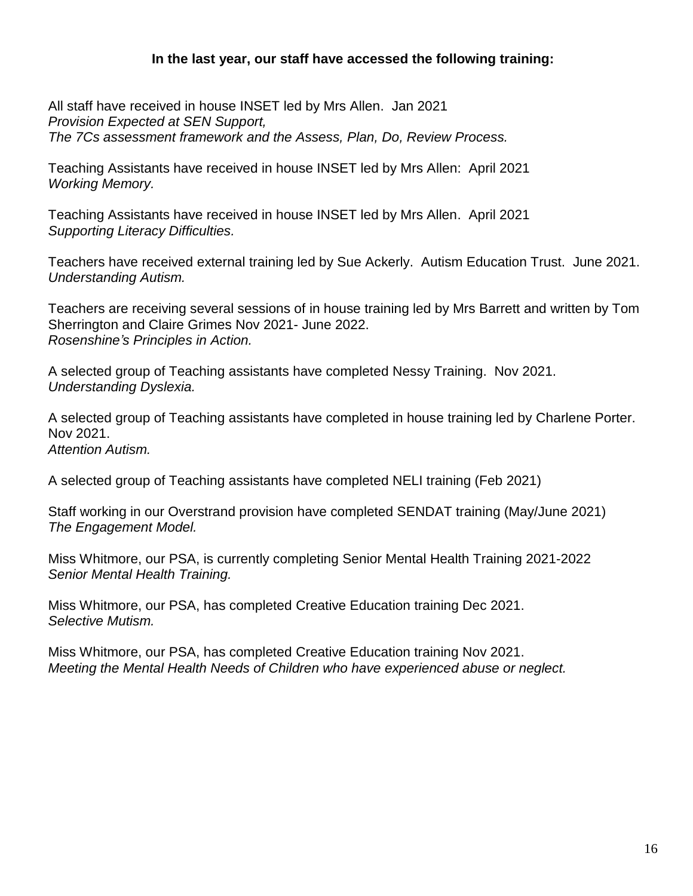**In the last year, our staff have accessed the following training:**

All staff have received in house INSET led by Mrs Allen. Jan 2021
*Provision Expected at SEN Support,*
*The 7Cs assessment framework and the Assess, Plan, Do, Review Process.*

Teaching Assistants have received in house INSET led by Mrs Allen: April 2021
*Working Memory.*

Teaching Assistants have received in house INSET led by Mrs Allen. April 2021
*Supporting Literacy Difficulties.*

Teachers have received external training led by Sue Ackerly. Autism Education Trust. June 2021.
*Understanding Autism.*

Teachers are receiving several sessions of in house training led by Mrs Barrett and written by Tom Sherrington and Claire Grimes Nov 2021- June 2022.
*Rosenshine's Principles in Action.*

A selected group of Teaching assistants have completed Nessy Training. Nov 2021.
*Understanding Dyslexia.*

A selected group of Teaching assistants have completed in house training led by Charlene Porter. Nov 2021.
*Attention Autism.*

A selected group of Teaching assistants have completed NELI training (Feb 2021)

Staff working in our Overstrand provision have completed SENDAT training (May/June 2021)
*The Engagement Model.*

Miss Whitmore, our PSA, is currently completing Senior Mental Health Training 2021-2022
*Senior Mental Health Training.*

Miss Whitmore, our PSA, has completed Creative Education training Dec 2021.
*Selective Mutism.*

Miss Whitmore, our PSA, has completed Creative Education training Nov 2021.
*Meeting the Mental Health Needs of Children who have experienced abuse or neglect.*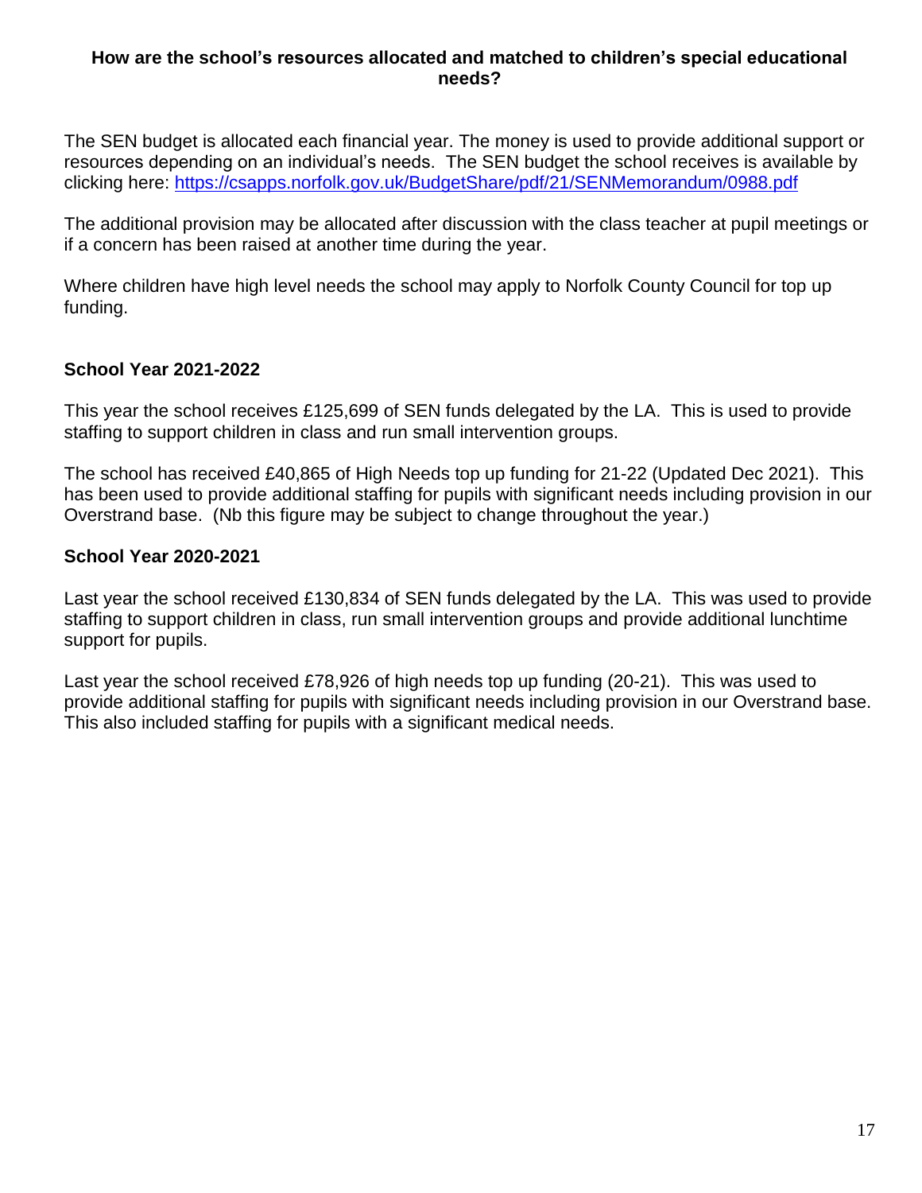### How are the school's resources allocated and matched to children's special educational needs?

The SEN budget is allocated each financial year. The money is used to provide additional support or resources depending on an individual's needs. The SEN budget the school receives is available by clicking here: [https://csapps.norfolk.gov.uk/BudgetShare/pdf/21/SENMemorandum/0988.pdf](https://csapps.norfolk.gov.uk/BudgetShare/pdf/21/SENMemorandum/0988.pdf)

The additional provision may be allocated after discussion with the class teacher at pupil meetings or if a concern has been raised at another time during the year.

Where children have high level needs the school may apply to Norfolk County Council for top up funding.

**School Year 2021-2022**

This year the school receives £125,699 of SEN funds delegated by the LA. This is used to provide staffing to support children in class and run small intervention groups.

The school has received £40,865 of High Needs top up funding for 21-22 (Updated Dec 2021). This has been used to provide additional staffing for pupils with significant needs including provision in our Overstrand base. (Nb this figure may be subject to change throughout the year.)

**School Year 2020-2021**

Last year the school received £130,834 of SEN funds delegated by the LA. This was used to provide staffing to support children in class, run small intervention groups and provide additional lunchtime support for pupils.

Last year the school received £78,926 of high needs top up funding (20-21). This was used to provide additional staffing for pupils with significant needs including provision in our Overstrand base. This also included staffing for pupils with a significant medical needs.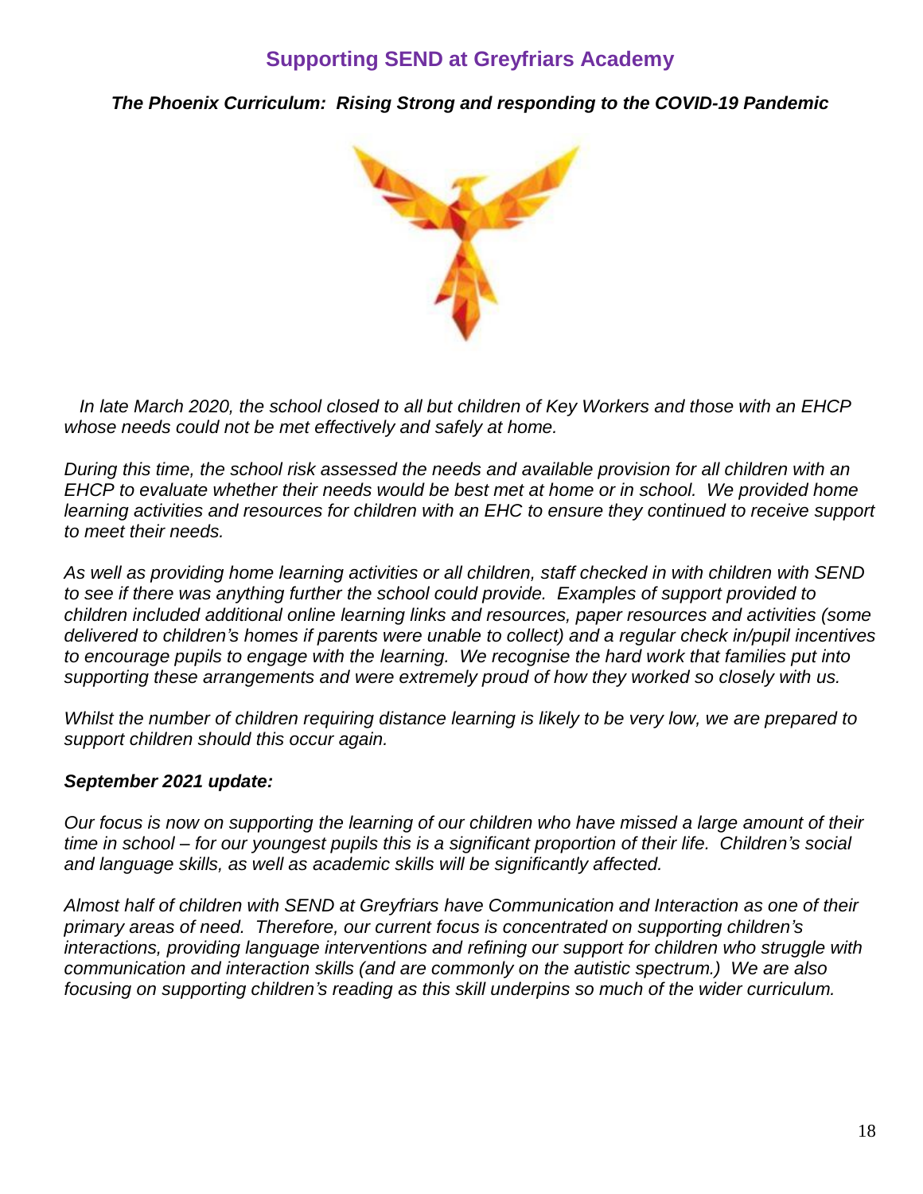## Supporting SEND at Greyfriars Academy

***The Phoenix Curriculum: Rising Strong and responding to the COVID-19 Pandemic***

*In late March 2020, the school closed to all but children of Key Workers and those with an EHCP whose needs could not be met effectively and safely at home.*

*During this time, the school risk assessed the needs and available provision for all children with an EHCP to evaluate whether their needs would be best met at home or in school. We provided home learning activities and resources for children with an EHC to ensure they continued to receive support to meet their needs.*

*As well as providing home learning activities or all children, staff checked in with children with SEND to see if there was anything further the school could provide. Examples of support provided to children included additional online learning links and resources, paper resources and activities (some delivered to children's homes if parents were unable to collect) and a regular check in/pupil incentives to encourage pupils to engage with the learning. We recognise the hard work that families put into supporting these arrangements and were extremely proud of how they worked so closely with us.*

*Whilst the number of children requiring distance learning is likely to be very low, we are prepared to support children should this occur again.*

***September 2021 update:***

*Our focus is now on supporting the learning of our children who have missed a large amount of their time in school – for our youngest pupils this is a significant proportion of their life. Children's social and language skills, as well as academic skills will be significantly affected.*

*Almost half of children with SEND at Greyfriars have Communication and Interaction as one of their primary areas of need. Therefore, our current focus is concentrated on supporting children's interactions, providing language interventions and refining our support for children who struggle with communication and interaction skills (and are commonly on the autistic spectrum.) We are also focusing on supporting children's reading as this skill underpins so much of the wider curriculum.*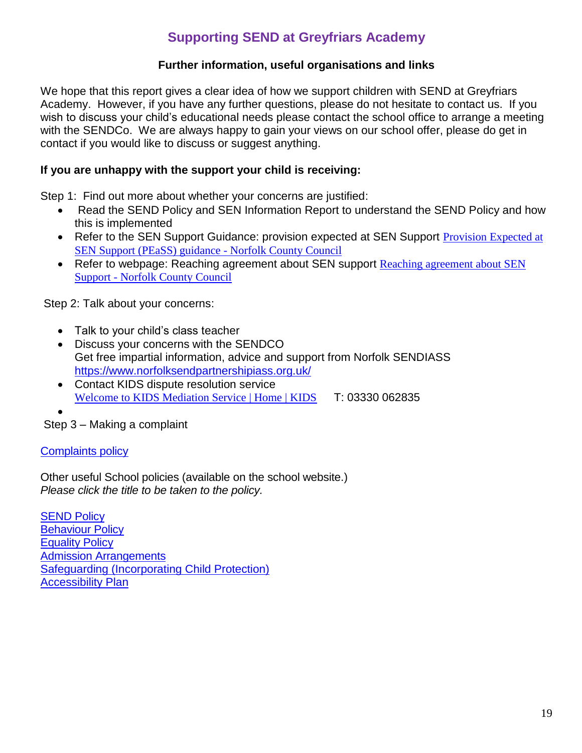# Supporting SEND at Greyfriars Academy

## Further information, useful organisations and links

We hope that this report gives a clear idea of how we support children with SEND at Greyfriars Academy. However, if you have any further questions, please do not hesitate to contact us. If you wish to discuss your child's educational needs please contact the school office to arrange a meeting with the SENDCo. We are always happy to gain your views on our school offer, please do get in contact if you would like to discuss or suggest anything.

**If you are unhappy with the support your child is receiving:**

Step 1: Find out more about whether your concerns are justified:

- Read the SEND Policy and SEN Information Report to understand the SEND Policy and how this is implemented
- Refer to the SEN Support Guidance: provision expected at SEN Support Provision Expected at SEN Support (PEaSS) guidance - Norfolk County Council
- Refer to webpage: Reaching agreement about SEN support Reaching agreement about SEN Support - Norfolk County Council

Step 2: Talk about your concerns:

- Talk to your child's class teacher
- Discuss your concerns with the SENDCO
  Get free impartial information, advice and support from Norfolk SENDIASS https://www.norfolksendpartnershipiass.org.uk/
- Contact KIDS dispute resolution service
  Welcome to KIDS Mediation Service | Home | KIDS T: 03330 062835

Step 3 – Making a complaint

Complaints policy

Other useful School policies (available on the school website.)
*Please click the title to be taken to the policy.*

SEND Policy
Behaviour Policy
Equality Policy
Admission Arrangements
Safeguarding (Incorporating Child Protection)
Accessibility Plan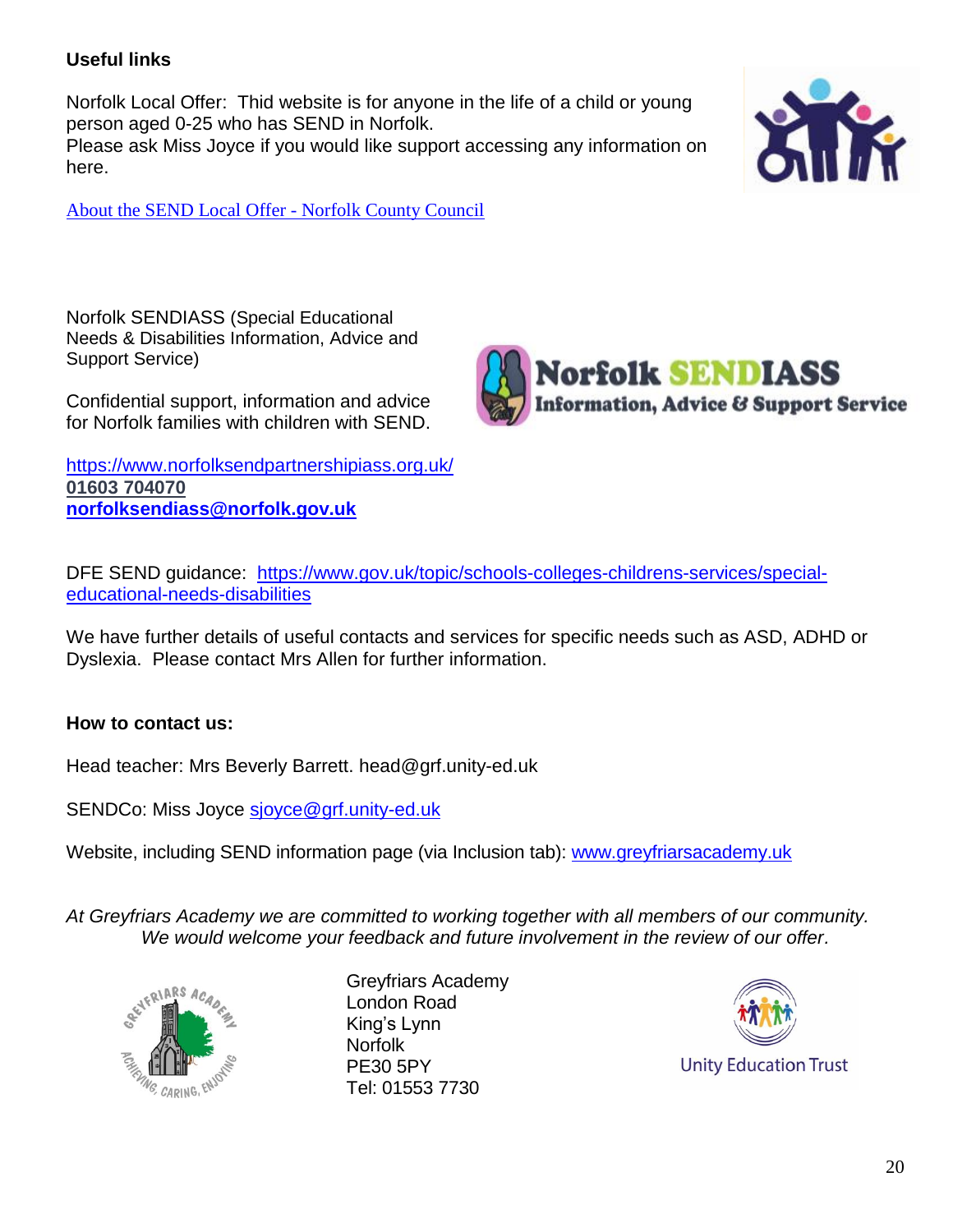**Useful links**

Norfolk Local Offer: Thid website is for anyone in the life of a child or young person aged 0-25 who has SEND in Norfolk.
Please ask Miss Joyce if you would like support accessing any information on here.

About the SEND Local Offer - Norfolk County Council

Norfolk SENDIASS (Special Educational Needs & Disabilities Information, Advice and Support Service)

Confidential support, information and advice for Norfolk families with children with SEND.

https://www.norfolksendpartnershipiass.org.uk/
**01603 704070**
**norfolksendiass@norfolk.gov.uk**

DFE SEND guidance: https://www.gov.uk/topic/schools-colleges-childrens-services/special-educational-needs-disabilities

We have further details of useful contacts and services for specific needs such as ASD, ADHD or Dyslexia. Please contact Mrs Allen for further information.

**How to contact us:**

Head teacher: Mrs Beverly Barrett. head@grf.unity-ed.uk

SENDCo: Miss Joyce sjoyce@grf.unity-ed.uk

Website, including SEND information page (via Inclusion tab): www.greyfriarsacademy.uk

*At Greyfriars Academy we are committed to working together with all members of our community. We would welcome your feedback and future involvement in the review of our offer.*

Greyfriars Academy
London Road
King's Lynn
Norfolk
PE30 5PY
Tel: 01553 7730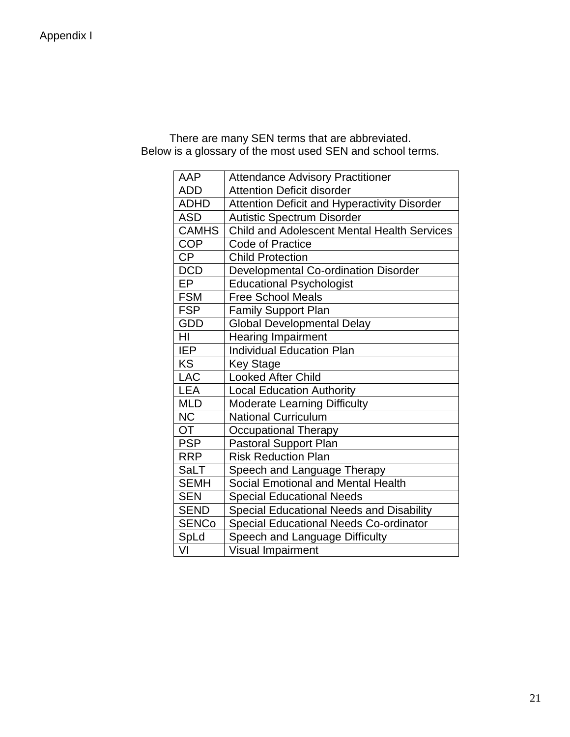Appendix I

There are many SEN terms that are abbreviated.
Below is a glossary of the most used SEN and school terms.

| | |
|---|---|
| AAP | Attendance Advisory Practitioner |
| ADD | Attention Deficit disorder |
| ADHD | Attention Deficit and Hyperactivity Disorder |
| ASD | Autistic Spectrum Disorder |
| CAMHS | Child and Adolescent Mental Health Services |
| COP | Code of Practice |
| CP | Child Protection |
| DCD | Developmental Co-ordination Disorder |
| EP | Educational Psychologist |
| FSM | Free School Meals |
| FSP | Family Support Plan |
| GDD | Global Developmental Delay |
| HI | Hearing Impairment |
| IEP | Individual Education Plan |
| KS | Key Stage |
| LAC | Looked After Child |
| LEA | Local Education Authority |
| MLD | Moderate Learning Difficulty |
| NC | National Curriculum |
| OT | Occupational Therapy |
| PSP | Pastoral Support Plan |
| RRP | Risk Reduction Plan |
| SaLT | Speech and Language Therapy |
| SEMH | Social Emotional and Mental Health |
| SEN | Special Educational Needs |
| SEND | Special Educational Needs and Disability |
| SENCo | Special Educational Needs Co-ordinator |
| SpLd | Speech and Language Difficulty |
| VI | Visual Impairment |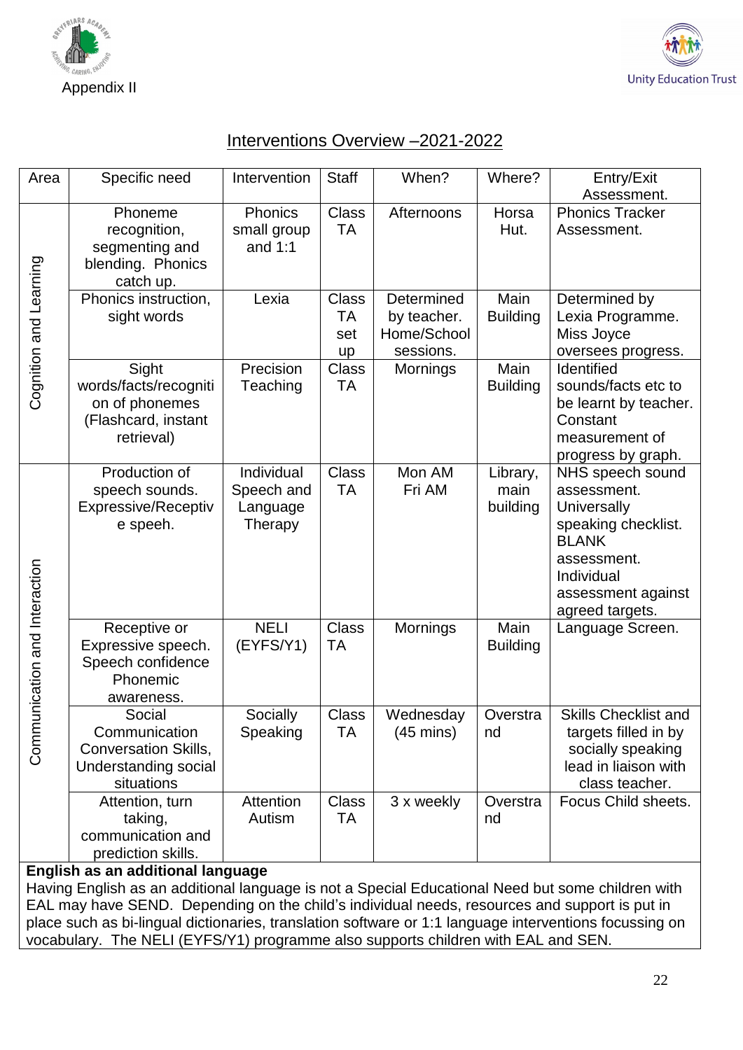Appendix II

# Interventions Overview –2021-2022

| Area | Specific need | Intervention | Staff | When? | Where? | Entry/Exit Assessment. |
|---|---|---|---|---|---|---|
| Cognition and Learning | Phoneme recognition, segmenting and blending. Phonics catch up. | Phonics small group and 1:1 | Class TA | Afternoons | Horsa Hut. | Phonics Tracker Assessment. |
| | Phonics instruction, sight words | Lexia | Class TA set up | Determined by teacher. Home/School sessions. | Main Building | Determined by Lexia Programme. Miss Joyce oversees progress. |
| | Sight words/facts/recognition of phonemes (Flashcard, instant retrieval) | Precision Teaching | Class TA | Mornings | Main Building | Identified sounds/facts etc to be learnt by teacher. Constant measurement of progress by graph. |
| Communication and Interaction | Production of speech sounds. Expressive/Receptive speeh. | Individual Speech and Language Therapy | Class TA | Mon AM Fri AM | Library, main building | NHS speech sound assessment. Universally speaking checklist. BLANK assessment. Individual assessment against agreed targets. |
| | Receptive or Expressive speech. Speech confidence Phonemic awareness. | NELI (EYFS/Y1) | Class TA | Mornings | Main Building | Language Screen. |
| | Social Communication Conversation Skills, Understanding social situations | Socially Speaking | Class TA | Wednesday (45 mins) | Overstrand | Skills Checklist and targets filled in by socially speaking lead in liaison with class teacher. |
| | Attention, turn taking, communication and prediction skills. | Attention Autism | Class TA | 3 x weekly | Overstrand | Focus Child sheets. |

**English as an additional language**
Having English as an additional language is not a Special Educational Need but some children with EAL may have SEND. Depending on the child's individual needs, resources and support is put in place such as bi-lingual dictionaries, translation software or 1:1 language interventions focussing on vocabulary. The NELI (EYFS/Y1) programme also supports children with EAL and SEN.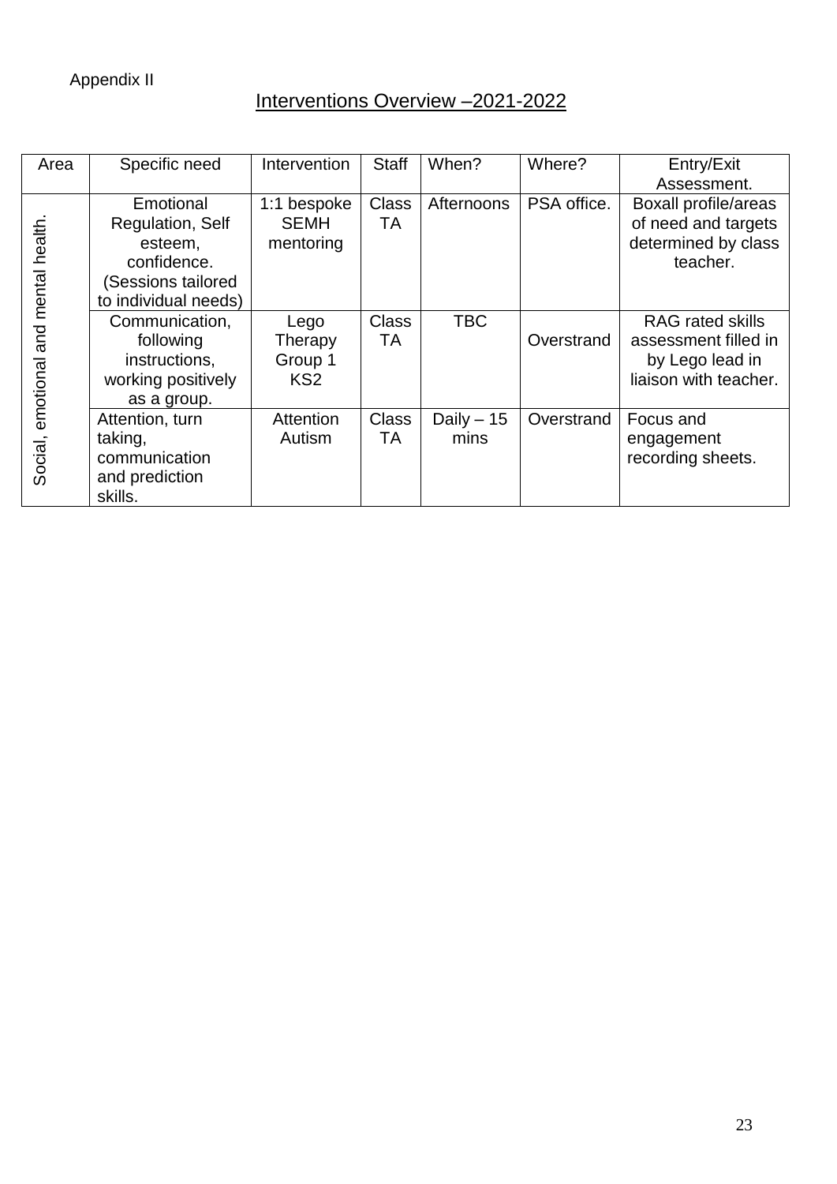Appendix II

## Interventions Overview –2021-2022

| Area | Specific need | Intervention | Staff | When? | Where? | Entry/Exit Assessment. |
|---|---|---|---|---|---|---|
| Social, emotional and mental health. | Emotional Regulation, Self esteem, confidence. (Sessions tailored to individual needs) | 1:1 bespoke SEMH mentoring | Class TA | Afternoons | PSA office. | Boxall profile/areas of need and targets determined by class teacher. |
| | Communication, following instructions, working positively as a group. | Lego Therapy Group 1 KS2 | Class TA | TBC | Overstrand | RAG rated skills assessment filled in by Lego lead in liaison with teacher. |
| | Attention, turn taking, communication and prediction skills. | Attention Autism | Class TA | Daily – 15 mins | Overstrand | Focus and engagement recording sheets. |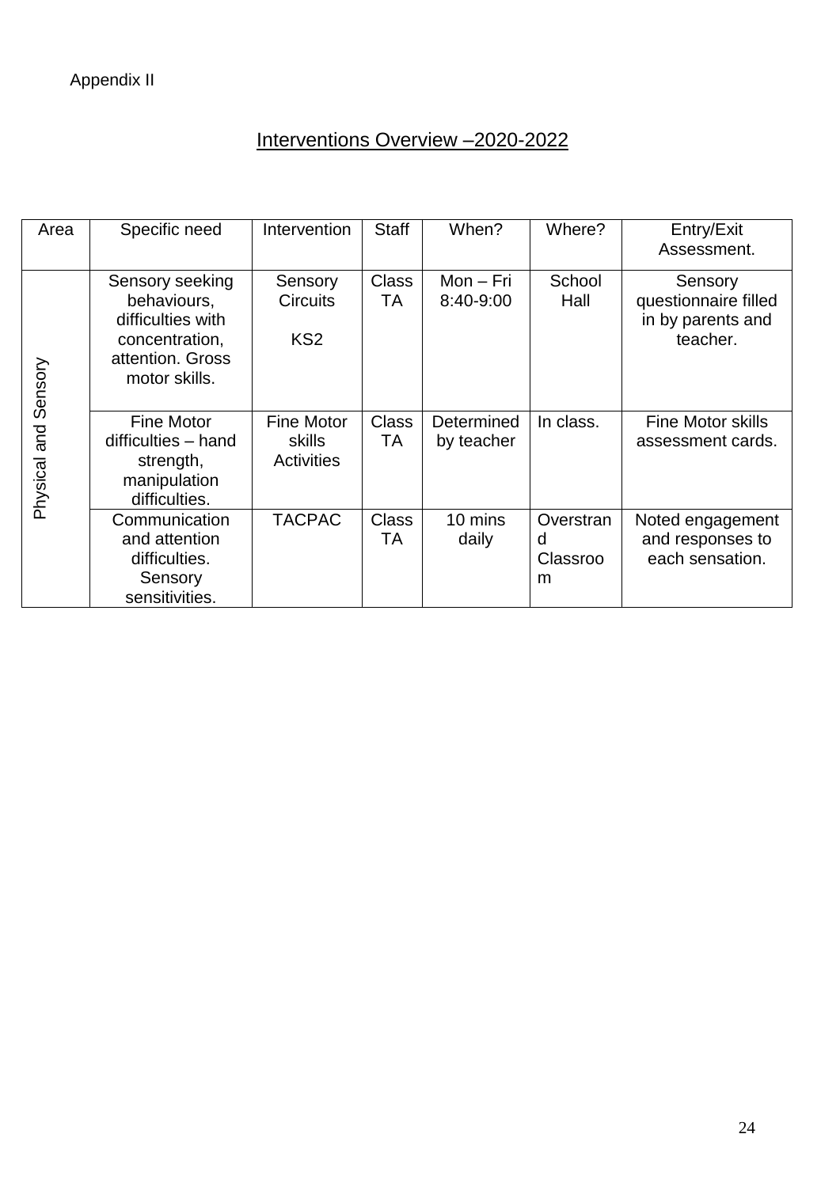Appendix II

## Interventions Overview –2020-2022

| Area | Specific need | Intervention | Staff | When? | Where? | Entry/Exit Assessment. |
|---|---|---|---|---|---|---|
| Physical and Sensory | Sensory seeking behaviours, difficulties with concentration, attention. Gross motor skills. | Sensory Circuits KS2 | Class TA | Mon – Fri 8:40-9:00 | School Hall | Sensory questionnaire filled in by parents and teacher. |
| | Fine Motor difficulties – hand strength, manipulation difficulties. | Fine Motor skills Activities | Class TA | Determined by teacher | In class. | Fine Motor skills assessment cards. |
| | Communication and attention difficulties. Sensory sensitivities. | TACPAC | Class TA | 10 mins daily | Overstrand Classroom | Noted engagement and responses to each sensation. |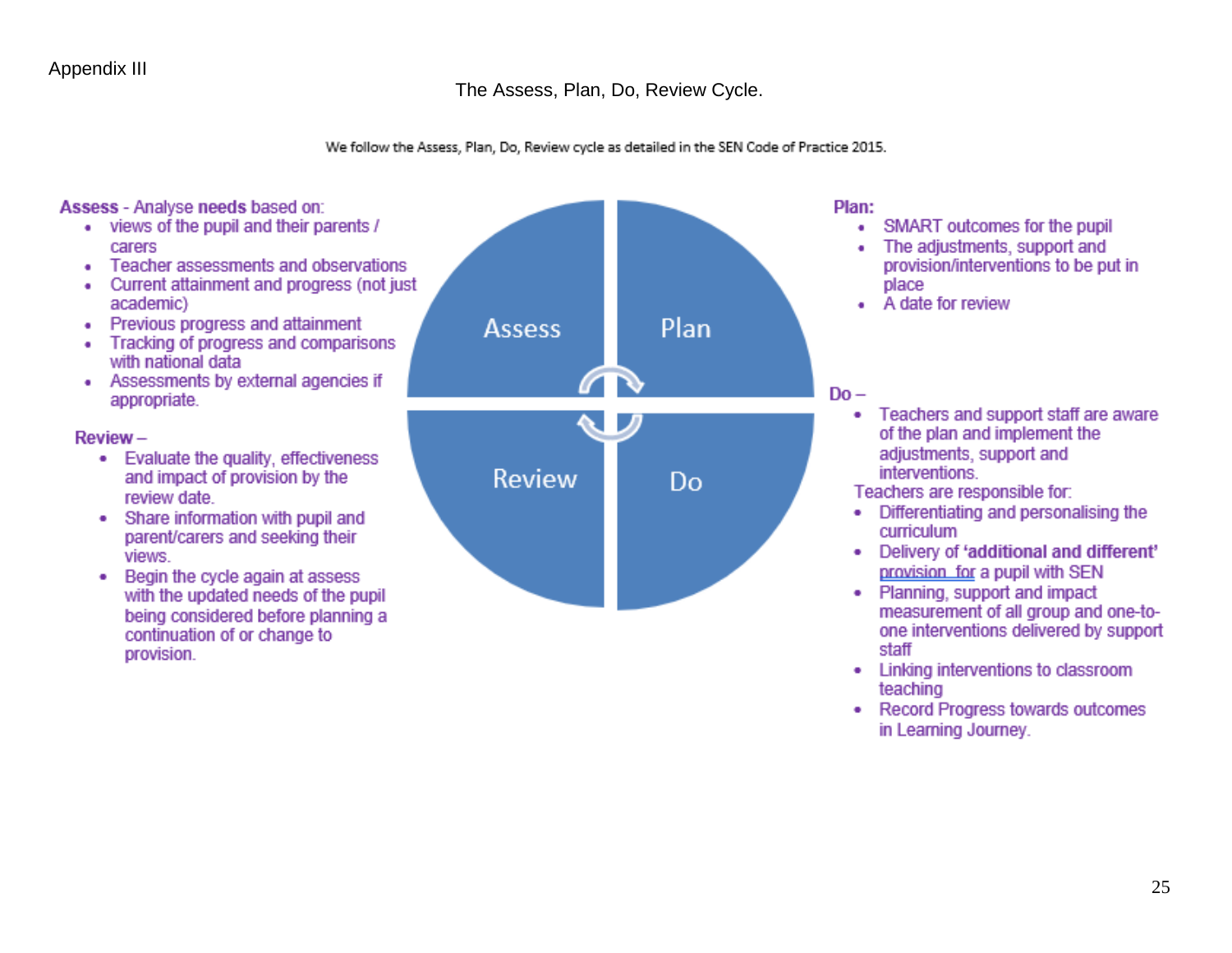Appendix III

## The Assess, Plan, Do, Review Cycle.

We follow the Assess, Plan, Do, Review cycle as detailed in the SEN Code of Practice 2015.

**Assess** - Analyse **needs** based on:

- views of the pupil and their parents / carers
- Teacher assessments and observations
- Current attainment and progress (not just academic)
- Previous progress and attainment
- Tracking of progress and comparisons with national data
- Assessments by external agencies if appropriate.

**Plan:**

- SMART outcomes for the pupil
- The adjustments, support and provision/interventions to be put in place
- A date for review

**Do –**

- Teachers and support staff are aware of the plan and implement the adjustments, support and interventions.

Teachers are responsible for:

- Differentiating and personalising the curriculum
- Delivery of **'additional and different'** provision for a pupil with SEN
- Planning, support and impact measurement of all group and one-to-one interventions delivered by support staff
- Linking interventions to classroom teaching
- Record Progress towards outcomes in Learning Journey.

**Review –**

- Evaluate the quality, effectiveness and impact of provision by the review date.
- Share information with pupil and parent/carers and seeking their views.
- Begin the cycle again at assess with the updated needs of the pupil being considered before planning a continuation of or change to provision.

Assess

Plan

Do

Review